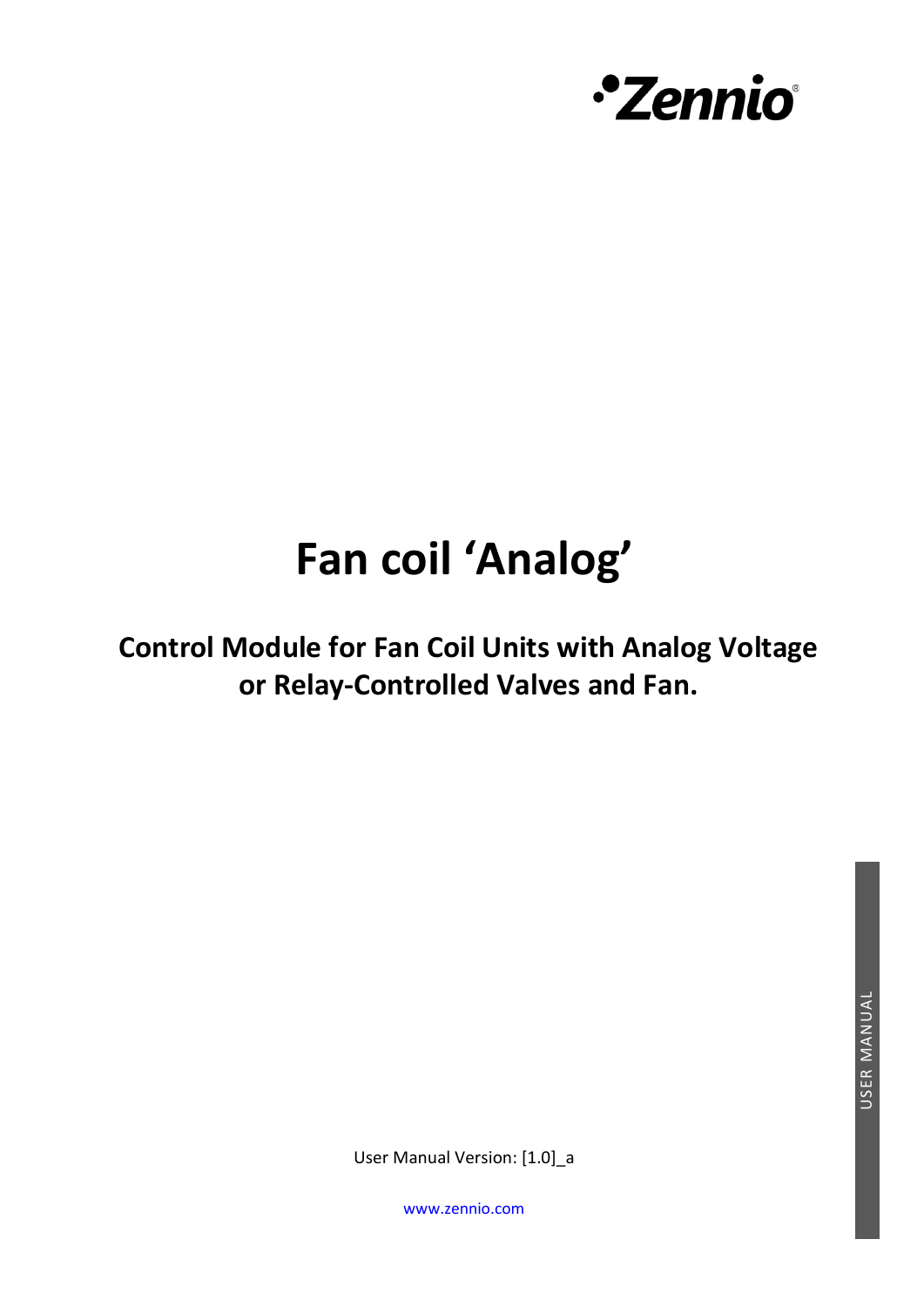# Fan coil 'Analog'

## Control Module for Fan Coil Units with Analog Voltage or Relay-Controlled Valves and Fan.

User Manual Version: [1.0]_a

www.zennio.com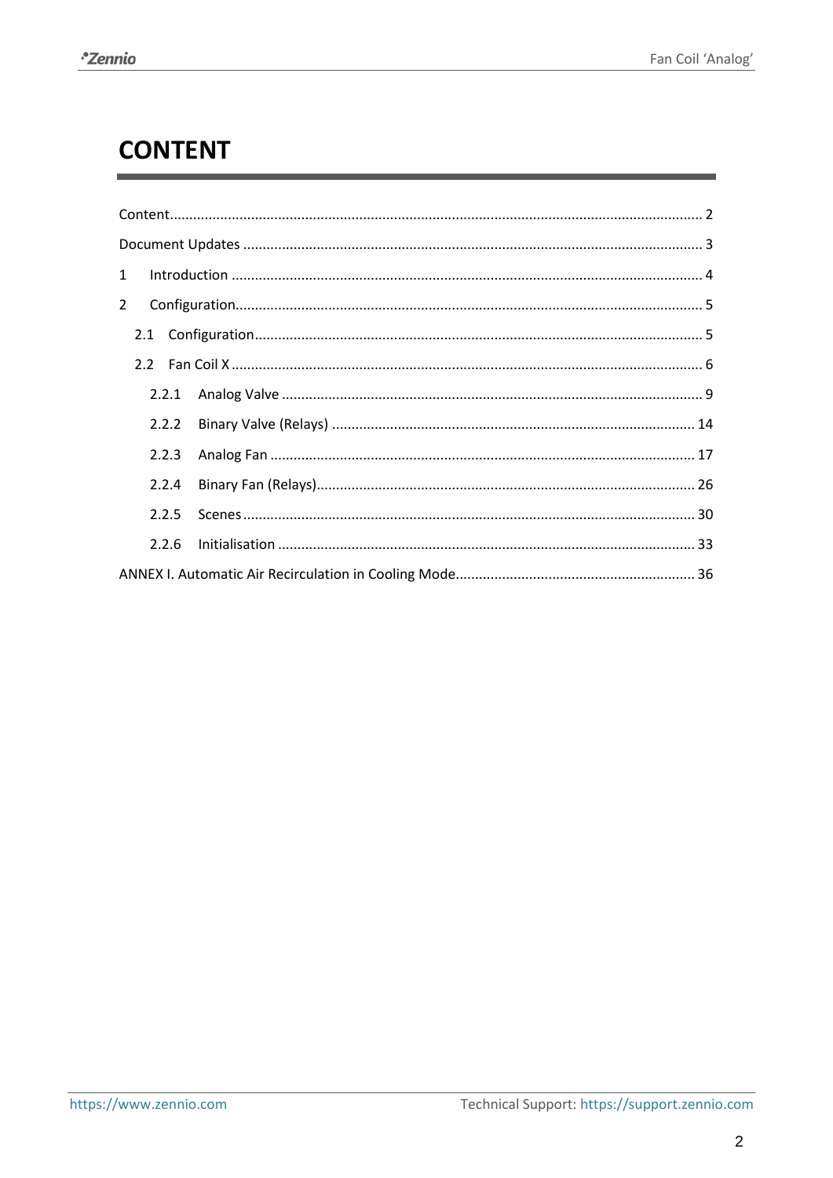# CONTENT

Content ........................................................................................................................................ 2

Document Updates ..................................................................................................................... 3

1 Introduction ........................................................................................................................ 4

2 Configuration........................................................................................................................ 5

  2.1 Configuration................................................................................................................... 5

  2.2 Fan Coil X ........................................................................................................................ 6

    2.2.1 Analog Valve ............................................................................................................ 9

    2.2.2 Binary Valve (Relays) ............................................................................................. 14

    2.2.3 Analog Fan ............................................................................................................. 17

    2.2.4 Binary Fan (Relays)................................................................................................. 26

    2.2.5 Scenes .................................................................................................................... 30

    2.2.6 Initialisation ........................................................................................................... 33

ANNEX I. Automatic Air Recirculation in Cooling Mode............................................................. 36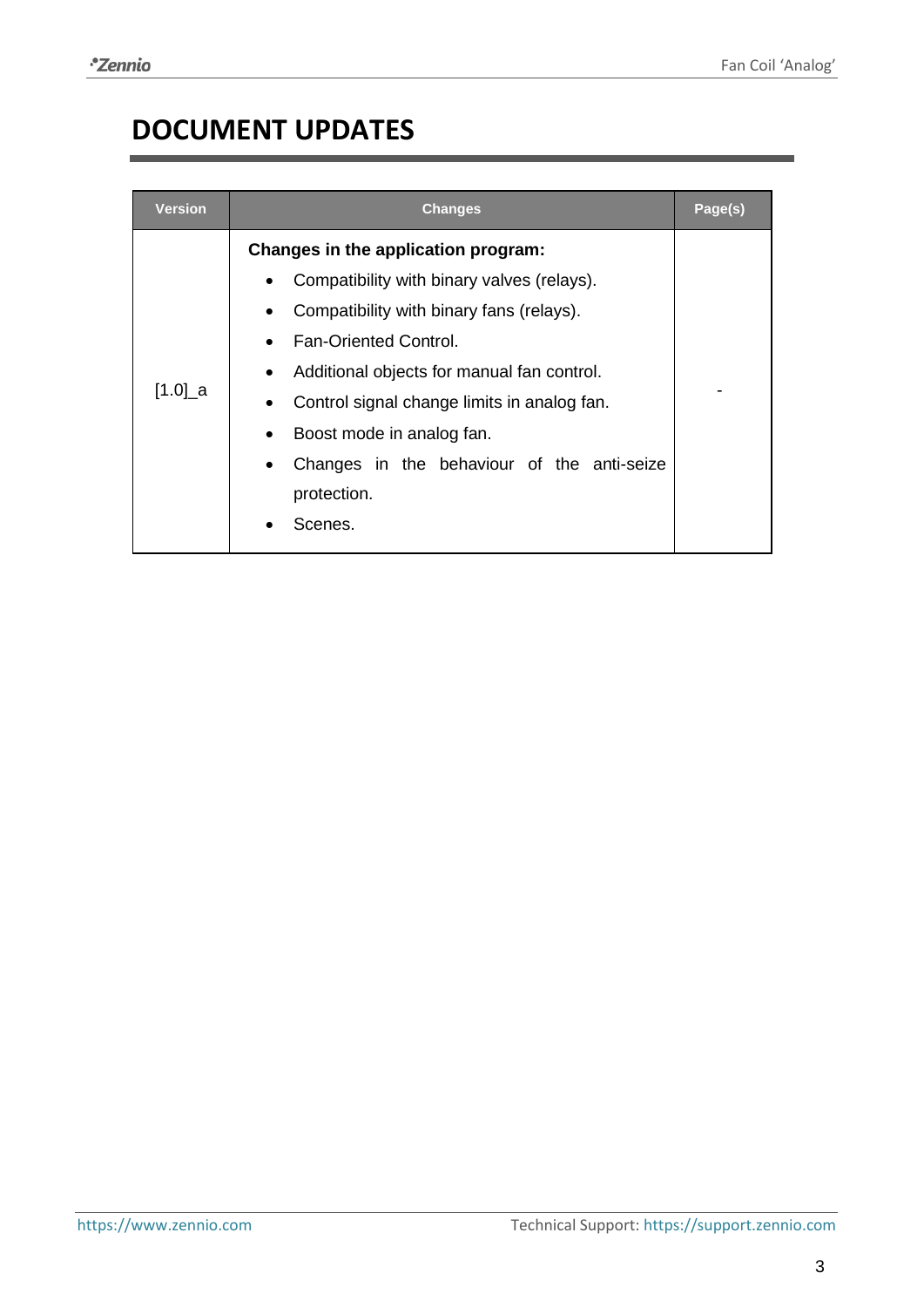# DOCUMENT UPDATES

| Version | Changes | Page(s) |
|---|---|---|
| [1.0]_a | **Changes in the application program:**<br>• Compatibility with binary valves (relays).<br>• Compatibility with binary fans (relays).<br>• Fan-Oriented Control.<br>• Additional objects for manual fan control.<br>• Control signal change limits in analog fan.<br>• Boost mode in analog fan.<br>• Changes in the behaviour of the anti-seize protection.<br>• Scenes. | - |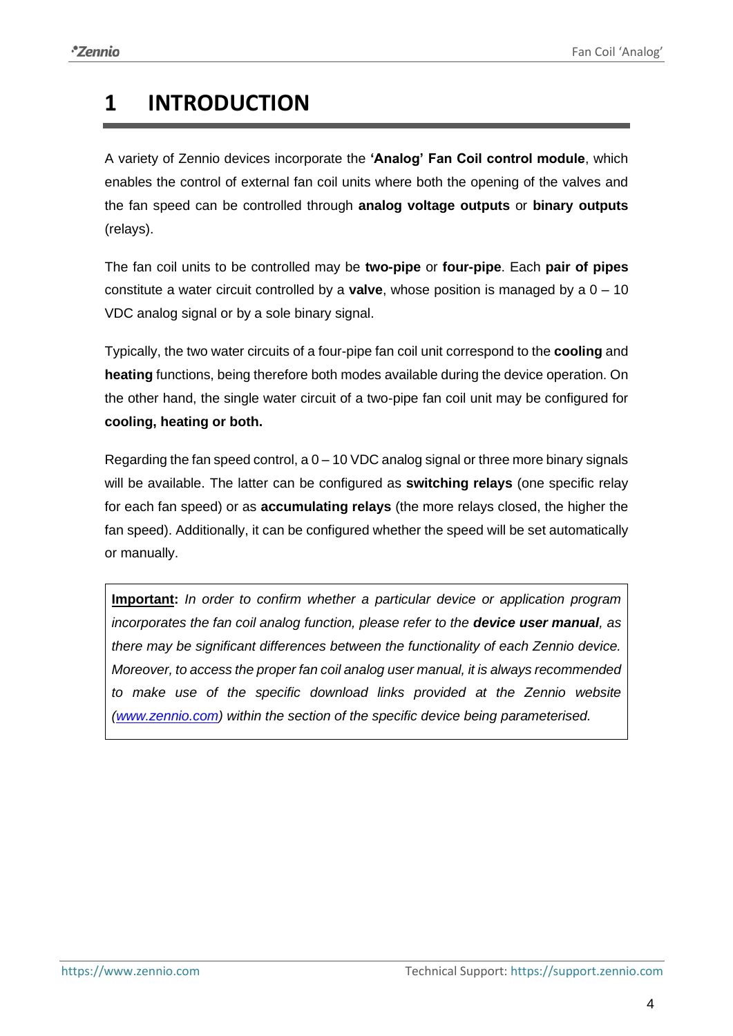# 1 INTRODUCTION

A variety of Zennio devices incorporate the **'Analog' Fan Coil control module**, which enables the control of external fan coil units where both the opening of the valves and the fan speed can be controlled through **analog voltage outputs** or **binary outputs** (relays).

The fan coil units to be controlled may be **two-pipe** or **four-pipe**. Each **pair of pipes** constitute a water circuit controlled by a **valve**, whose position is managed by a 0 – 10 VDC analog signal or by a sole binary signal.

Typically, the two water circuits of a four-pipe fan coil unit correspond to the **cooling** and **heating** functions, being therefore both modes available during the device operation. On the other hand, the single water circuit of a two-pipe fan coil unit may be configured for **cooling, heating or both.**

Regarding the fan speed control, a 0 – 10 VDC analog signal or three more binary signals will be available. The latter can be configured as **switching relays** (one specific relay for each fan speed) or as **accumulating relays** (the more relays closed, the higher the fan speed). Additionally, it can be configured whether the speed will be set automatically or manually.

> **Important:** *In order to confirm whether a particular device or application program incorporates the fan coil analog function, please refer to the **device user manual**, as there may be significant differences between the functionality of each Zennio device. Moreover, to access the proper fan coil analog user manual, it is always recommended to make use of the specific download links provided at the Zennio website ([www.zennio.com](http://www.zennio.com)) within the section of the specific device being parameterised.*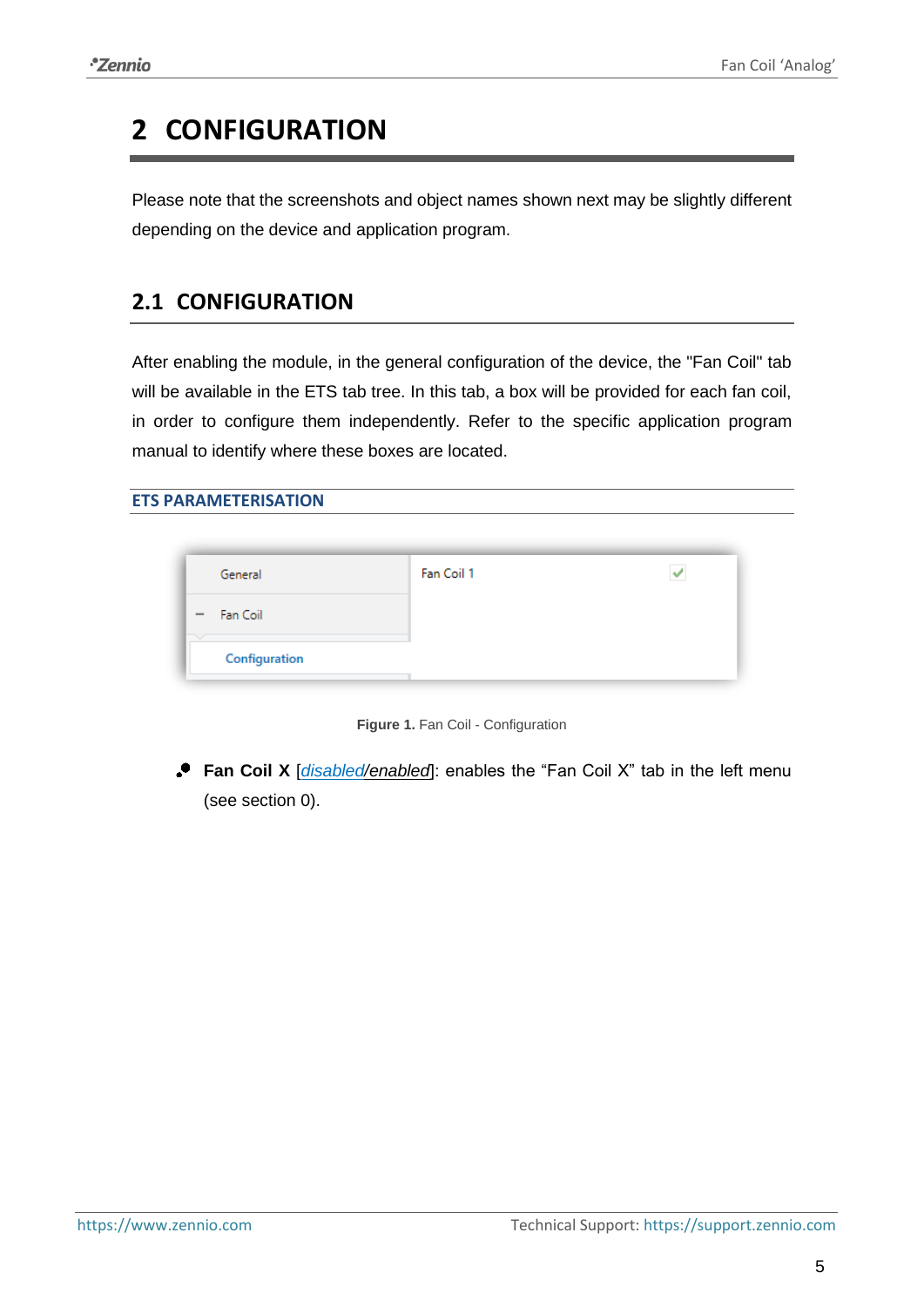# 2 CONFIGURATION

Please note that the screenshots and object names shown next may be slightly different depending on the device and application program.

## 2.1 CONFIGURATION

After enabling the module, in the general configuration of the device, the "Fan Coil" tab will be available in the ETS tab tree. In this tab, a box will be provided for each fan coil, in order to configure them independently. Refer to the specific application program manual to identify where these boxes are located.

### ETS PARAMETERISATION

Figure 1. Fan Coil - Configuration

- **Fan Coil X** [*disabled/enabled*]: enables the "Fan Coil X" tab in the left menu (see section 0).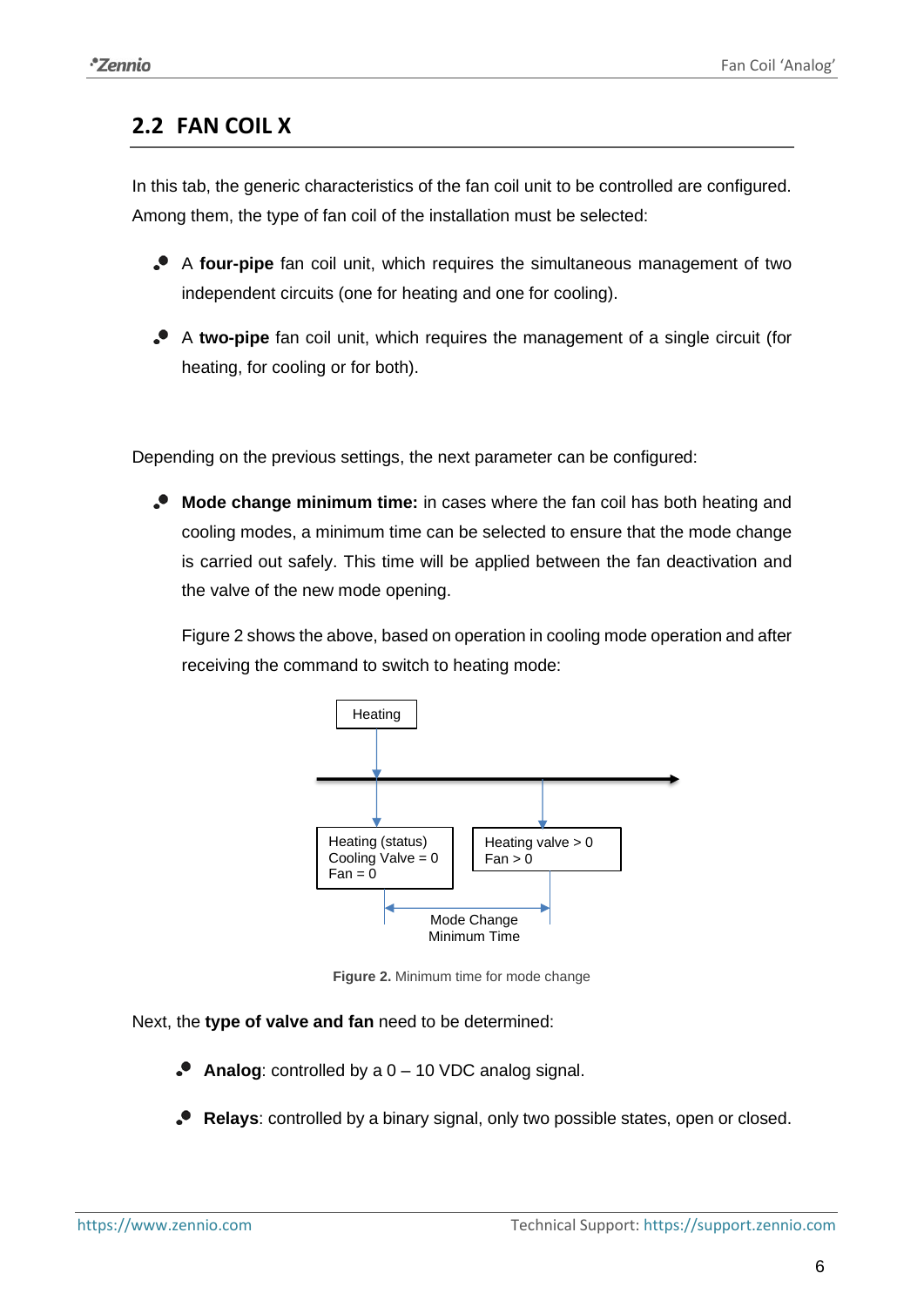## 2.2 FAN COIL X

In this tab, the generic characteristics of the fan coil unit to be controlled are configured. Among them, the type of fan coil of the installation must be selected:

- A **four-pipe** fan coil unit, which requires the simultaneous management of two independent circuits (one for heating and one for cooling).
- A **two-pipe** fan coil unit, which requires the management of a single circuit (for heating, for cooling or for both).

Depending on the previous settings, the next parameter can be configured:

- **Mode change minimum time:** in cases where the fan coil has both heating and cooling modes, a minimum time can be selected to ensure that the mode change is carried out safely. This time will be applied between the fan deactivation and the valve of the new mode opening.

  Figure 2 shows the above, based on operation in cooling mode operation and after receiving the command to switch to heating mode:

  Heating

  Heating (status)
  Cooling Valve = 0
  Fan = 0

  Heating valve > 0
  Fan > 0

  Mode Change Minimum Time

**Figure 2.** Minimum time for mode change

Next, the **type of valve and fan** need to be determined:

- **Analog**: controlled by a 0 – 10 VDC analog signal.
- **Relays**: controlled by a binary signal, only two possible states, open or closed.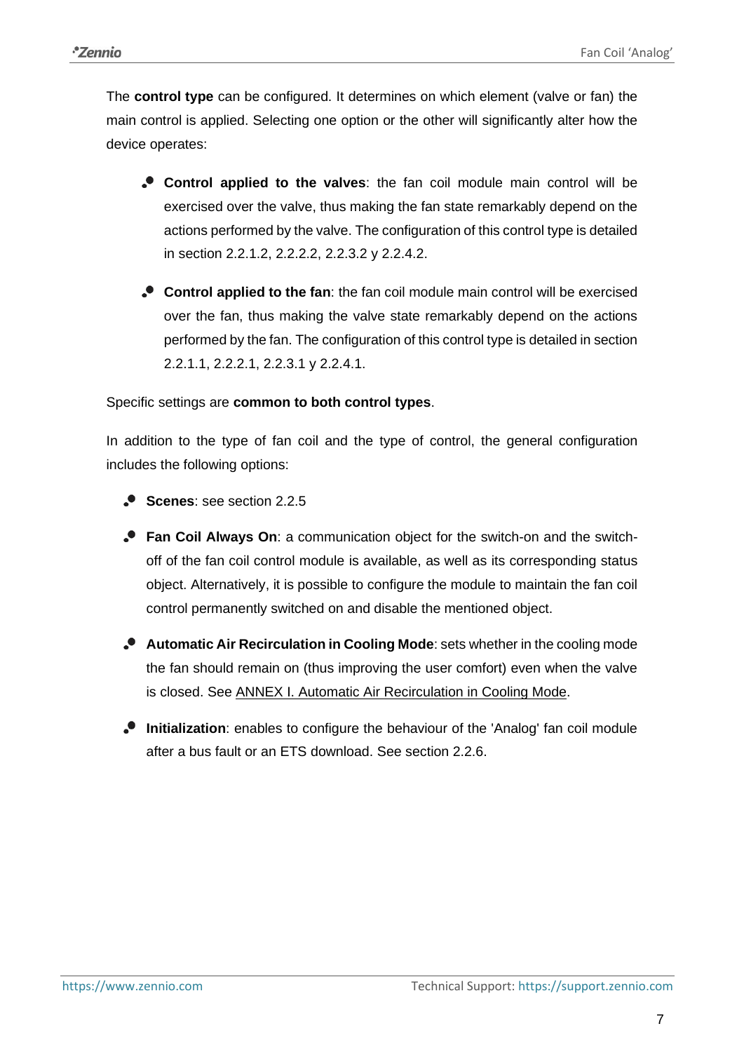The **control type** can be configured. It determines on which element (valve or fan) the main control is applied. Selecting one option or the other will significantly alter how the device operates:

- **Control applied to the valves**: the fan coil module main control will be exercised over the valve, thus making the fan state remarkably depend on the actions performed by the valve. The configuration of this control type is detailed in section 2.2.1.2, 2.2.2.2, 2.2.3.2 y 2.2.4.2.

- **Control applied to the fan**: the fan coil module main control will be exercised over the fan, thus making the valve state remarkably depend on the actions performed by the fan. The configuration of this control type is detailed in section 2.2.1.1, 2.2.2.1, 2.2.3.1 y 2.2.4.1.

Specific settings are **common to both control types**.

In addition to the type of fan coil and the type of control, the general configuration includes the following options:

- **Scenes**: see section 2.2.5

- **Fan Coil Always On**: a communication object for the switch-on and the switch-off of the fan coil control module is available, as well as its corresponding status object. Alternatively, it is possible to configure the module to maintain the fan coil control permanently switched on and disable the mentioned object.

- **Automatic Air Recirculation in Cooling Mode**: sets whether in the cooling mode the fan should remain on (thus improving the user comfort) even when the valve is closed. See ANNEX I. Automatic Air Recirculation in Cooling Mode.

- **Initialization**: enables to configure the behaviour of the 'Analog' fan coil module after a bus fault or an ETS download. See section 2.2.6.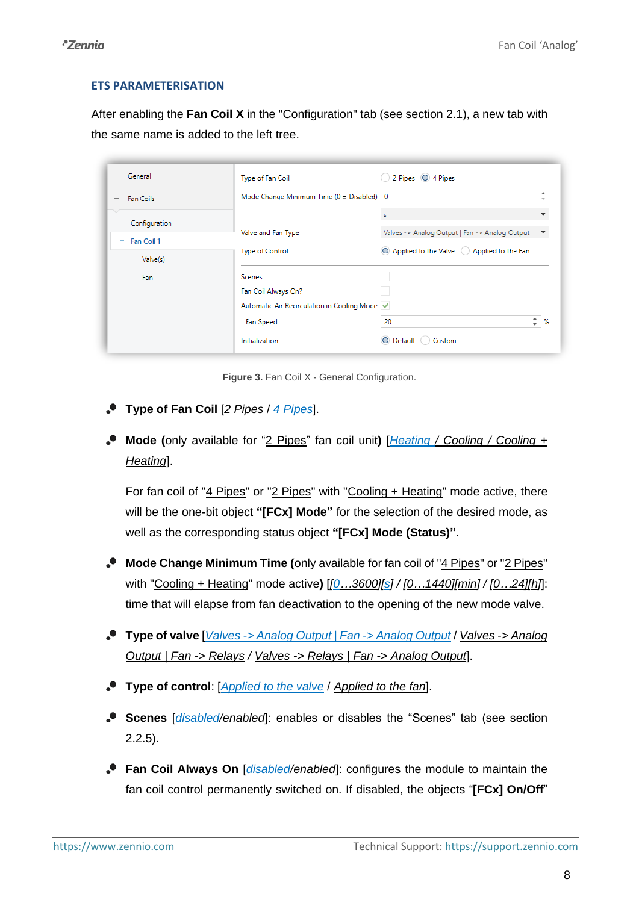## ETS PARAMETERISATION

After enabling the **Fan Coil X** in the "Configuration" tab (see section 2.1), a new tab with the same name is added to the left tree.

**Figure 3.** Fan Coil X - General Configuration.

- **Type of Fan Coil** [*2 Pipes / 4 Pipes*].
- **Mode (**only available for "2 Pipes" fan coil unit**)** [*Heating / Cooling / Cooling + Heating*].

  For fan coil of "4 Pipes" or "2 Pipes" with "Cooling + Heating" mode active, there will be the one-bit object **"[FCx] Mode"** for the selection of the desired mode, as well as the corresponding status object **"[FCx] Mode (Status)"**.

- **Mode Change Minimum Time (**only available for fan coil of "4 Pipes" or "2 Pipes" with "Cooling + Heating" mode active**)** [*[0…3600][s] / [0…1440][min] / [0…24][h]*]: time that will elapse from fan deactivation to the opening of the new mode valve.
- **Type of valve** [*Valves -> Analog Output | Fan -> Analog Output / Valves -> Analog Output | Fan -> Relays / Valves -> Relays | Fan -> Analog Output*].
- **Type of control**: [*Applied to the valve / Applied to the fan*].
- **Scenes** [*disabled/enabled*]: enables or disables the "Scenes" tab (see section 2.2.5).
- **Fan Coil Always On** [*disabled/enabled*]: configures the module to maintain the fan coil control permanently switched on. If disabled, the objects "**[FCx] On/Off**"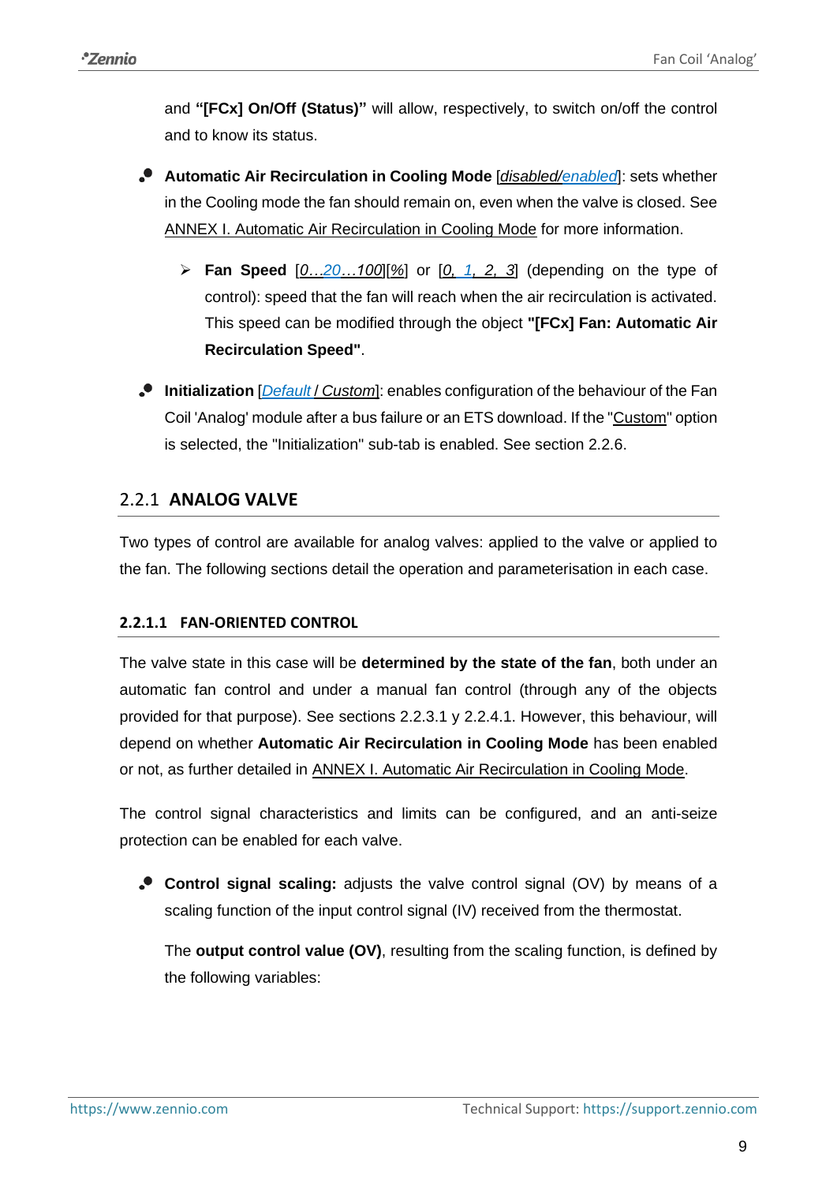and **"[FCx] On/Off (Status)"** will allow, respectively, to switch on/off the control and to know its status.

- **Automatic Air Recirculation in Cooling Mode** [*disabled/enabled*]: sets whether in the Cooling mode the fan should remain on, even when the valve is closed. See ANNEX I. Automatic Air Recirculation in Cooling Mode for more information.
  - **Fan Speed** [*0…20…100*][*%*] or [*0, 1, 2, 3*] (depending on the type of control): speed that the fan will reach when the air recirculation is activated. This speed can be modified through the object **"[FCx] Fan: Automatic Air Recirculation Speed"**.
- **Initialization** [*Default / Custom*]: enables configuration of the behaviour of the Fan Coil 'Analog' module after a bus failure or an ETS download. If the "Custom" option is selected, the "Initialization" sub-tab is enabled. See section 2.2.6.

## 2.2.1 ANALOG VALVE

Two types of control are available for analog valves: applied to the valve or applied to the fan. The following sections detail the operation and parameterisation in each case.

### 2.2.1.1 FAN-ORIENTED CONTROL

The valve state in this case will be **determined by the state of the fan**, both under an automatic fan control and under a manual fan control (through any of the objects provided for that purpose). See sections 2.2.3.1 y 2.2.4.1. However, this behaviour, will depend on whether **Automatic Air Recirculation in Cooling Mode** has been enabled or not, as further detailed in ANNEX I. Automatic Air Recirculation in Cooling Mode.

The control signal characteristics and limits can be configured, and an anti-seize protection can be enabled for each valve.

- **Control signal scaling:** adjusts the valve control signal (OV) by means of a scaling function of the input control signal (IV) received from the thermostat.

  The **output control value (OV)**, resulting from the scaling function, is defined by the following variables: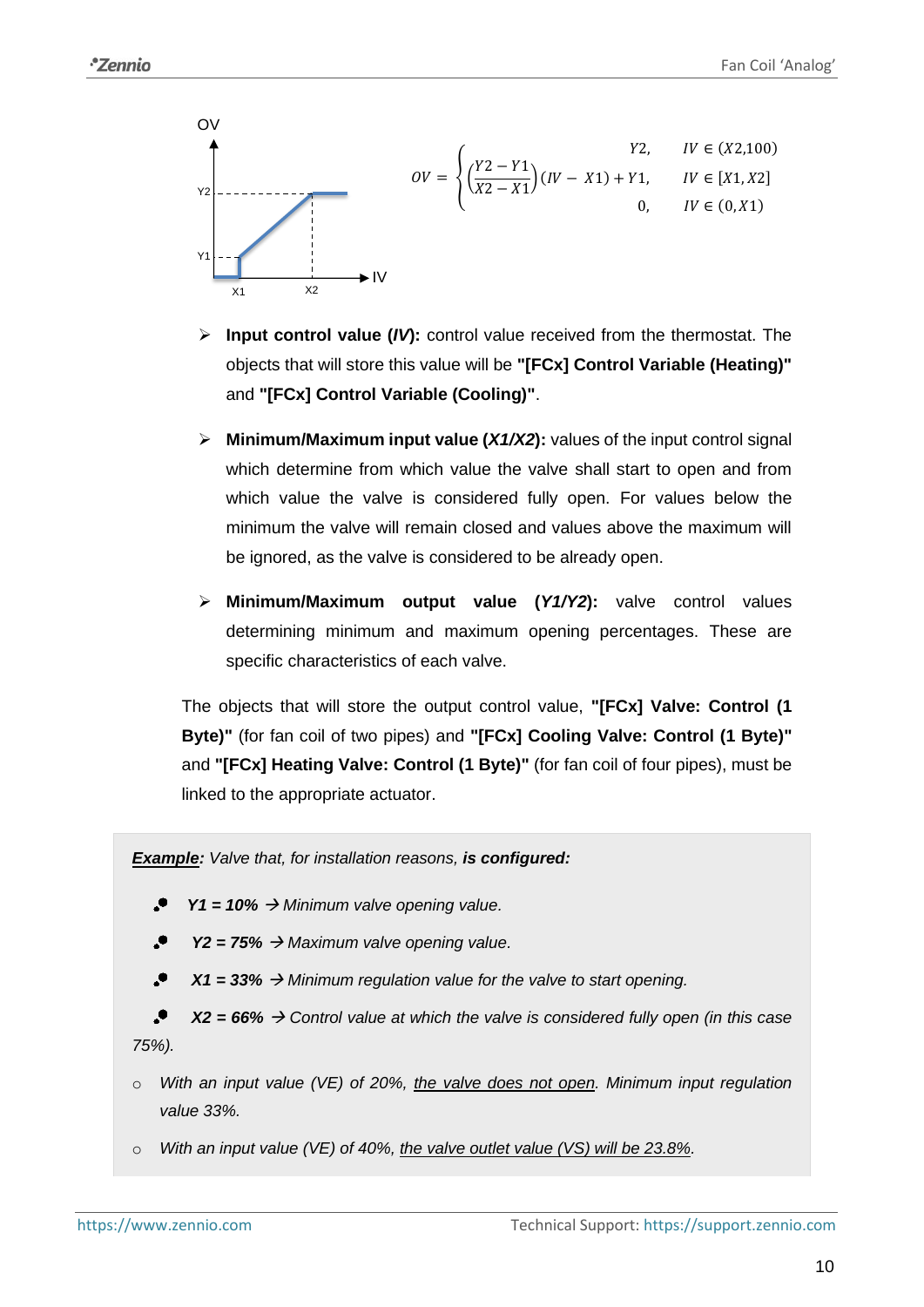$$OV = \begin{cases} Y2, & IV \in (X2,100) \\ \left(\frac{Y2 - Y1}{X2 - X1}\right)(IV - X1) + Y1, & IV \in [X1, X2] \\ 0, & IV \in (0, X1) \end{cases}$$

- **Input control value (*IV*):** control value received from the thermostat. The objects that will store this value will be **"[FCx] Control Variable (Heating)"** and **"[FCx] Control Variable (Cooling)"**.

- **Minimum/Maximum input value (*X1/X2*):** values of the input control signal which determine from which value the valve shall start to open and from which value the valve is considered fully open. For values below the minimum the valve will remain closed and values above the maximum will be ignored, as the valve is considered to be already open.

- **Minimum/Maximum output value (*Y1/Y2*):** valve control values determining minimum and maximum opening percentages. These are specific characteristics of each valve.

The objects that will store the output control value, **"[FCx] Valve: Control (1 Byte)"** (for fan coil of two pipes) and **"[FCx] Cooling Valve: Control (1 Byte)"** and **"[FCx] Heating Valve: Control (1 Byte)"** (for fan coil of four pipes), must be linked to the appropriate actuator.

***Example:*** *Valve that, for installation reasons,* ***is configured:***

- ***Y1 = 10%*** *→ Minimum valve opening value.*
- ***Y2 = 75%*** *→ Maximum valve opening value.*
- ***X1 = 33%*** *→ Minimum regulation value for the valve to start opening.*
- ***X2 = 66%*** *→ Control value at which the valve is considered fully open (in this case 75%).*

- *With an input value (VE) of 20%, the valve does not open. Minimum input regulation value 33%.*
- *With an input value (VE) of 40%, the valve outlet value (VS) will be 23.8%.*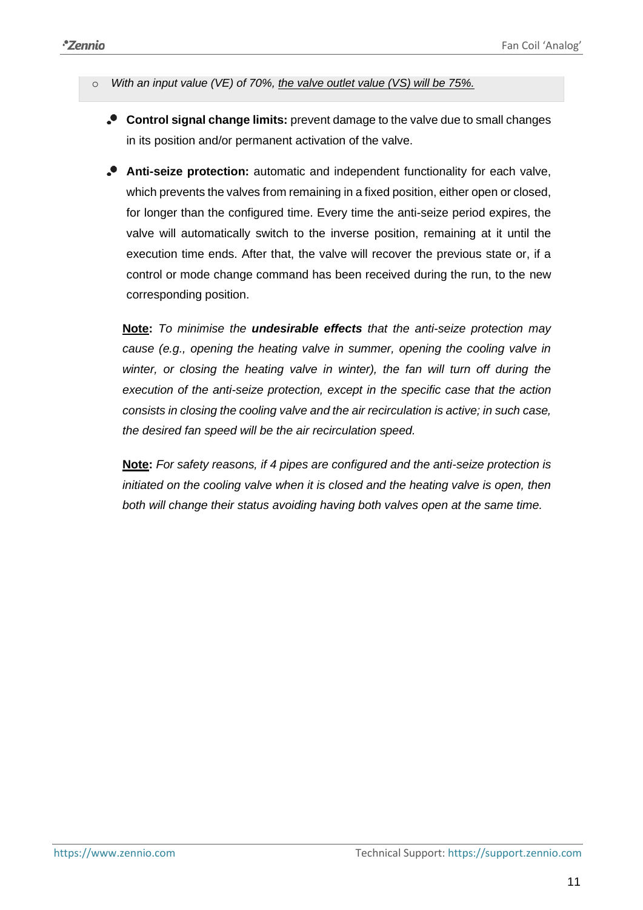- *With an input value (VE) of 70%, <u>the valve outlet value (VS) will be 75%.</u>*

- **Control signal change limits:** prevent damage to the valve due to small changes in its position and/or permanent activation of the valve.

- **Anti-seize protection:** automatic and independent functionality for each valve, which prevents the valves from remaining in a fixed position, either open or closed, for longer than the configured time. Every time the anti-seize period expires, the valve will automatically switch to the inverse position, remaining at it until the execution time ends. After that, the valve will recover the previous state or, if a control or mode change command has been received during the run, to the new corresponding position.

  **<u>Note</u>:** *To minimise the **undesirable effects** that the anti-seize protection may cause (e.g., opening the heating valve in summer, opening the cooling valve in winter, or closing the heating valve in winter), the fan will turn off during the execution of the anti-seize protection, except in the specific case that the action consists in closing the cooling valve and the air recirculation is active; in such case, the desired fan speed will be the air recirculation speed.*

  **<u>Note</u>:** *For safety reasons, if 4 pipes are configured and the anti-seize protection is initiated on the cooling valve when it is closed and the heating valve is open, then both will change their status avoiding having both valves open at the same time.*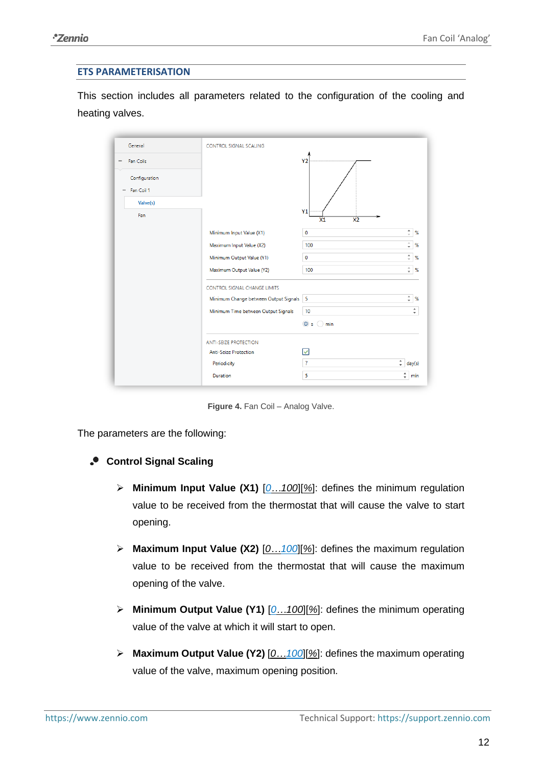## ETS PARAMETERISATION

This section includes all parameters related to the configuration of the cooling and heating valves.

**Figure 4.** Fan Coil – Analog Valve.

The parameters are the following:

- **Control Signal Scaling**
  - **Minimum Input Value (X1)** [*0…100*][*%*]: defines the minimum regulation value to be received from the thermostat that will cause the valve to start opening.
  - **Maximum Input Value (X2)** [*0…100*][*%*]: defines the maximum regulation value to be received from the thermostat that will cause the maximum opening of the valve.
  - **Minimum Output Value (Y1)** [*0…100*][*%*]: defines the minimum operating value of the valve at which it will start to open.
  - **Maximum Output Value (Y2)** [*0…100*][*%*]: defines the maximum operating value of the valve, maximum opening position.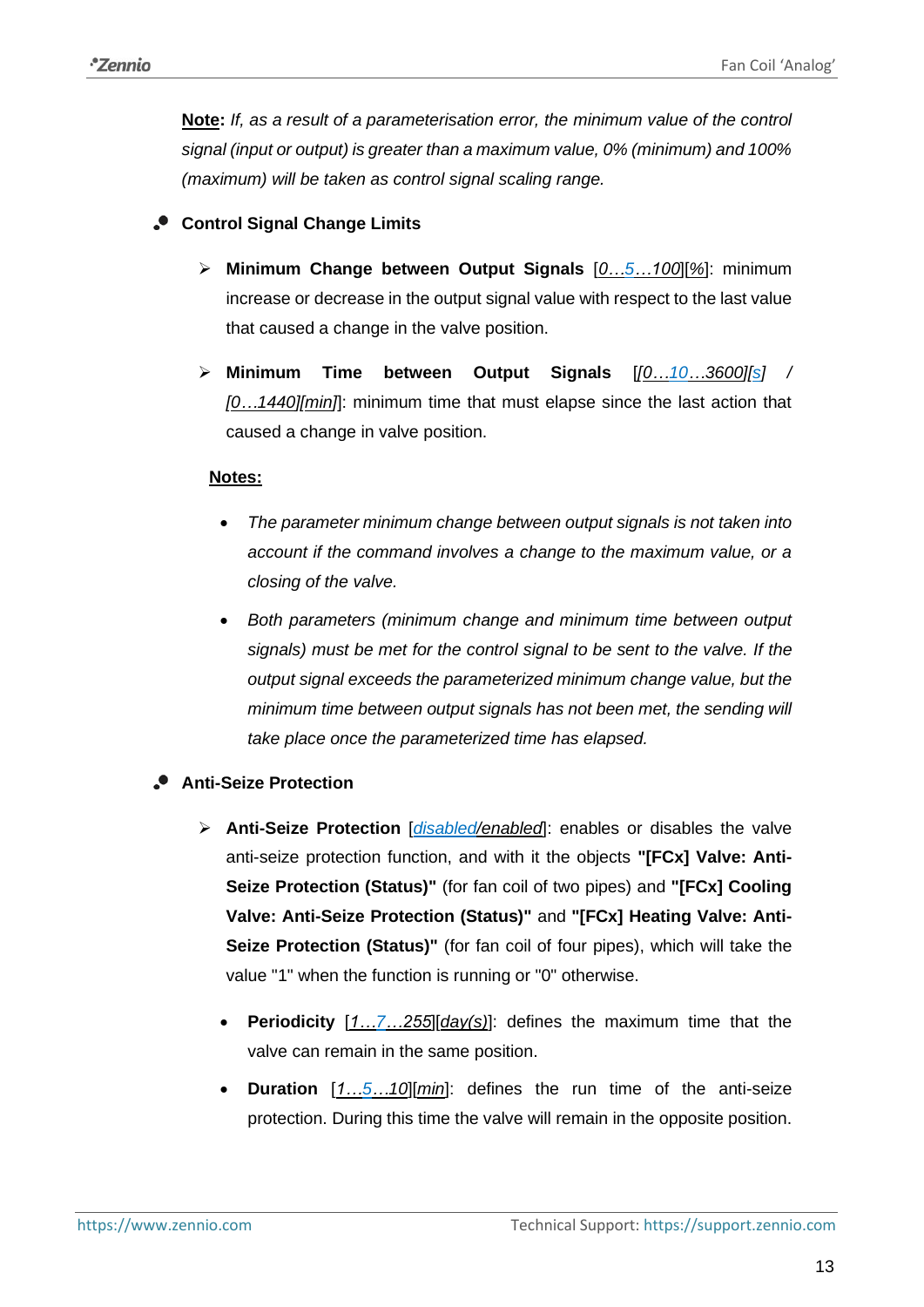**<u>Note</u>:** *If, as a result of a parameterisation error, the minimum value of the control signal (input or output) is greater than a maximum value, 0% (minimum) and 100% (maximum) will be taken as control signal scaling range.*

- **Control Signal Change Limits**

  - **Minimum Change between Output Signals** [*0…5…100*][*%*]: minimum increase or decrease in the output signal value with respect to the last value that caused a change in the valve position.

  - **Minimum Time between Output Signals** [*[0…10…3600][s]* / *[0…1440][min]*]: minimum time that must elapse since the last action that caused a change in valve position.

  **<u>Notes:</u>**

  - *The parameter minimum change between output signals is not taken into account if the command involves a change to the maximum value, or a closing of the valve.*

  - *Both parameters (minimum change and minimum time between output signals) must be met for the control signal to be sent to the valve. If the output signal exceeds the parameterized minimum change value, but the minimum time between output signals has not been met, the sending will take place once the parameterized time has elapsed.*

- **Anti-Seize Protection**

  - **Anti-Seize Protection** [*disabled/enabled*]: enables or disables the valve anti-seize protection function, and with it the objects **"[FCx] Valve: Anti-Seize Protection (Status)"** (for fan coil of two pipes) and **"[FCx] Cooling Valve: Anti-Seize Protection (Status)"** and **"[FCx] Heating Valve: Anti-Seize Protection (Status)"** (for fan coil of four pipes), which will take the value "1" when the function is running or "0" otherwise.

    - **Periodicity** [*1…7…255*][*day(s)*]: defines the maximum time that the valve can remain in the same position.

    - **Duration** [*1…5…10*][*min*]: defines the run time of the anti-seize protection. During this time the valve will remain in the opposite position.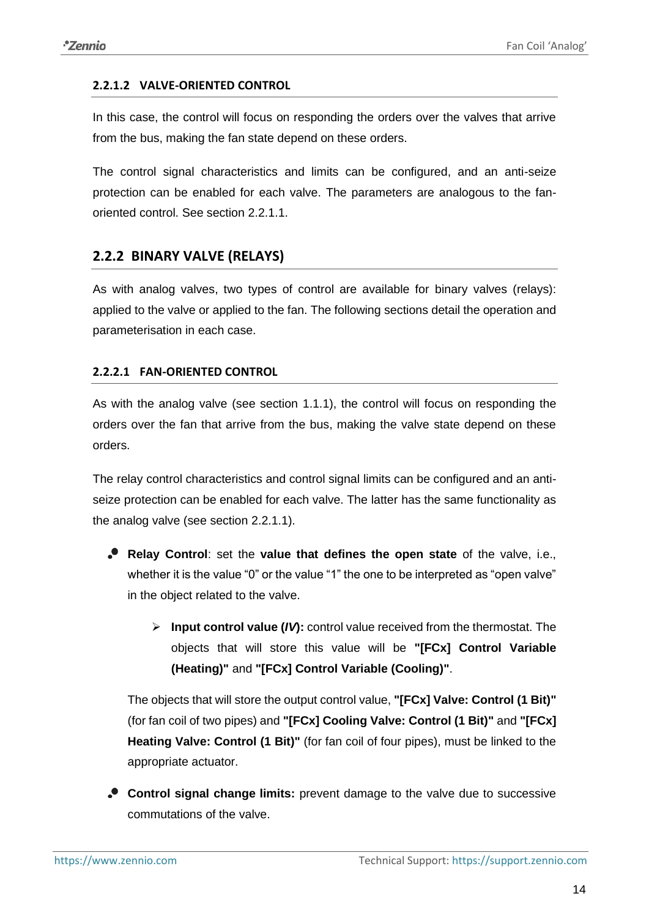#### 2.2.1.2 VALVE-ORIENTED CONTROL

In this case, the control will focus on responding the orders over the valves that arrive from the bus, making the fan state depend on these orders.

The control signal characteristics and limits can be configured, and an anti-seize protection can be enabled for each valve. The parameters are analogous to the fan-oriented control. See section 2.2.1.1.

### 2.2.2 BINARY VALVE (RELAYS)

As with analog valves, two types of control are available for binary valves (relays): applied to the valve or applied to the fan. The following sections detail the operation and parameterisation in each case.

#### 2.2.2.1 FAN-ORIENTED CONTROL

As with the analog valve (see section 1.1.1), the control will focus on responding the orders over the fan that arrive from the bus, making the valve state depend on these orders.

The relay control characteristics and control signal limits can be configured and an anti-seize protection can be enabled for each valve. The latter has the same functionality as the analog valve (see section 2.2.1.1).

- **Relay Control**: set the **value that defines the open state** of the valve, i.e., whether it is the value "0" or the value "1" the one to be interpreted as "open valve" in the object related to the valve.

  - **Input control value (*IV*):** control value received from the thermostat. The objects that will store this value will be **"[FCx] Control Variable (Heating)"** and **"[FCx] Control Variable (Cooling)"**.

  The objects that will store the output control value, **"[FCx] Valve: Control (1 Bit)"** (for fan coil of two pipes) and **"[FCx] Cooling Valve: Control (1 Bit)"** and **"[FCx] Heating Valve: Control (1 Bit)"** (for fan coil of four pipes), must be linked to the appropriate actuator.

- **Control signal change limits:** prevent damage to the valve due to successive commutations of the valve.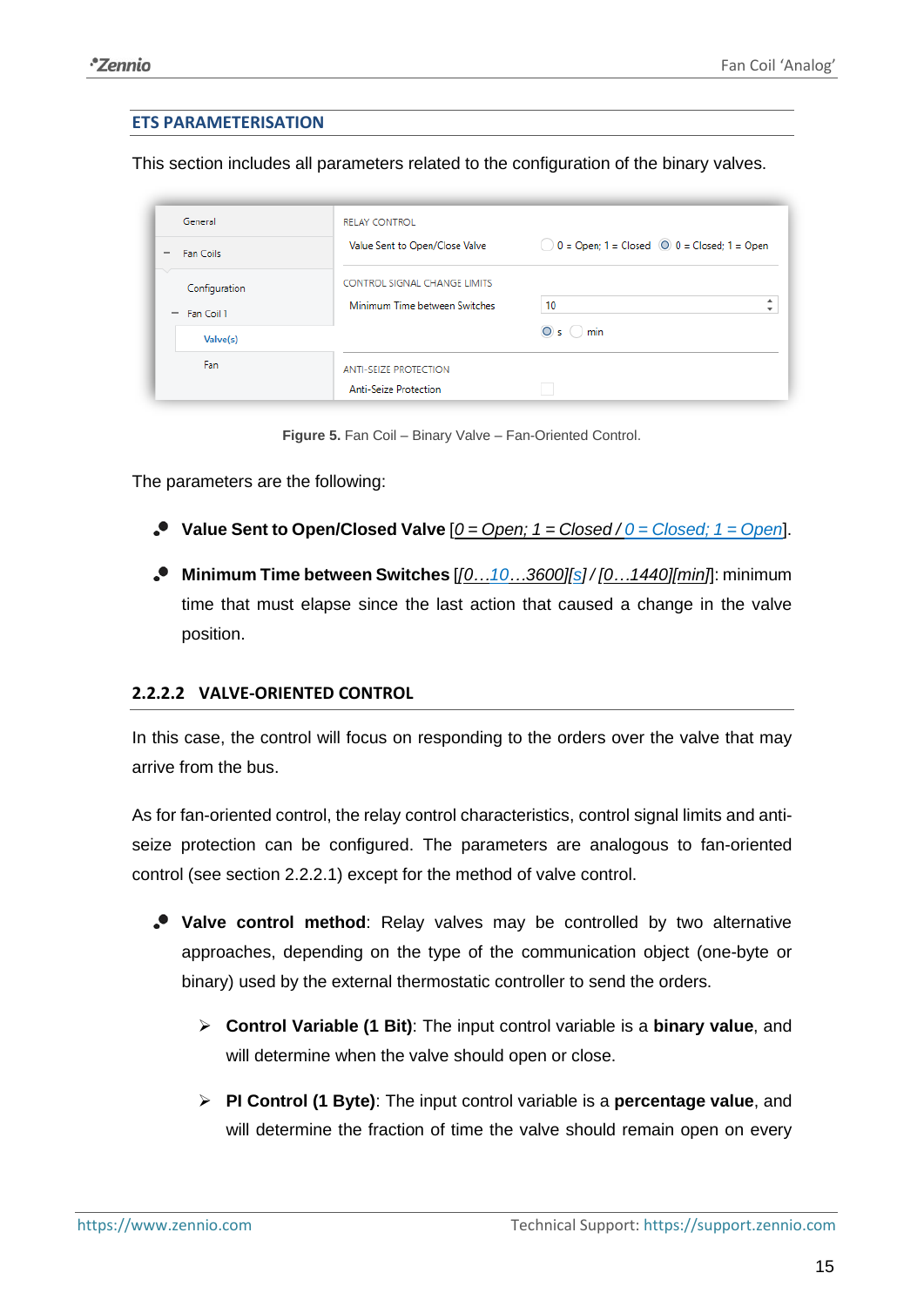**ETS PARAMETERISATION**

This section includes all parameters related to the configuration of the binary valves.

**Figure 5.** Fan Coil – Binary Valve – Fan-Oriented Control.

The parameters are the following:

- **Value Sent to Open/Closed Valve** [_0 = Open; 1 = Closed / 0 = Closed; 1 = Open_].
- **Minimum Time between Switches** [_[0…10…3600][s] / [0…1440][min]_]: minimum time that must elapse since the last action that caused a change in the valve position.

### 2.2.2.2 VALVE-ORIENTED CONTROL

In this case, the control will focus on responding to the orders over the valve that may arrive from the bus.

As for fan-oriented control, the relay control characteristics, control signal limits and anti-seize protection can be configured. The parameters are analogous to fan-oriented control (see section 2.2.2.1) except for the method of valve control.

- **Valve control method**: Relay valves may be controlled by two alternative approaches, depending on the type of the communication object (one-byte or binary) used by the external thermostatic controller to send the orders.
  - **Control Variable (1 Bit)**: The input control variable is a **binary value**, and will determine when the valve should open or close.
  - **PI Control (1 Byte)**: The input control variable is a **percentage value**, and will determine the fraction of time the valve should remain open on every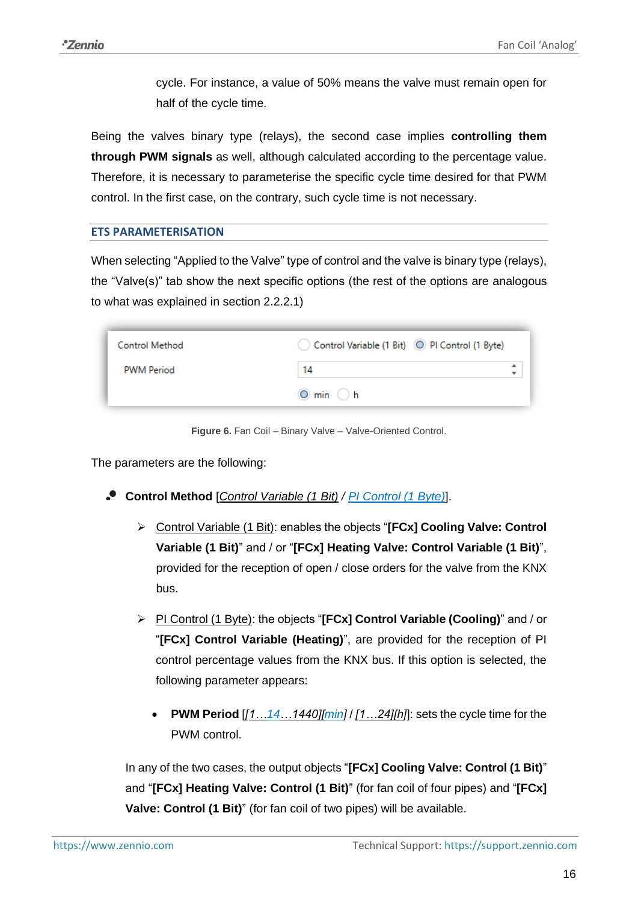cycle. For instance, a value of 50% means the valve must remain open for half of the cycle time.

Being the valves binary type (relays), the second case implies **controlling them through PWM signals** as well, although calculated according to the percentage value. Therefore, it is necessary to parameterise the specific cycle time desired for that PWM control. In the first case, on the contrary, such cycle time is not necessary.

#### ETS PARAMETERISATION

When selecting "Applied to the Valve" type of control and the valve is binary type (relays), the "Valve(s)" tab show the next specific options (the rest of the options are analogous to what was explained in section 2.2.2.1)

| Control Method | Control Variable (1 Bit) / PI Control (1 Byte) |
|---|---|
| PWM Period | 14 |
| | min / h |

**Figure 6.** Fan Coil – Binary Valve – Valve-Oriented Control.

The parameters are the following:

- **Control Method** [_Control Variable (1 Bit)_ / _PI Control (1 Byte)_].
  - Control Variable (1 Bit): enables the objects "**[FCx] Cooling Valve: Control Variable (1 Bit)**" and / or "**[FCx] Heating Valve: Control Variable (1 Bit)**", provided for the reception of open / close orders for the valve from the KNX bus.
  - PI Control (1 Byte): the objects "**[FCx] Control Variable (Cooling)**" and / or "**[FCx] Control Variable (Heating)**", are provided for the reception of PI control percentage values from the KNX bus. If this option is selected, the following parameter appears:
    - **PWM Period** [_[1…14…1440][min]_ / _[1…24][h]_]: sets the cycle time for the PWM control.

  In any of the two cases, the output objects "**[FCx] Cooling Valve: Control (1 Bit)**" and "**[FCx] Heating Valve: Control (1 Bit)**" (for fan coil of four pipes) and "**[FCx] Valve: Control (1 Bit)**" (for fan coil of two pipes) will be available.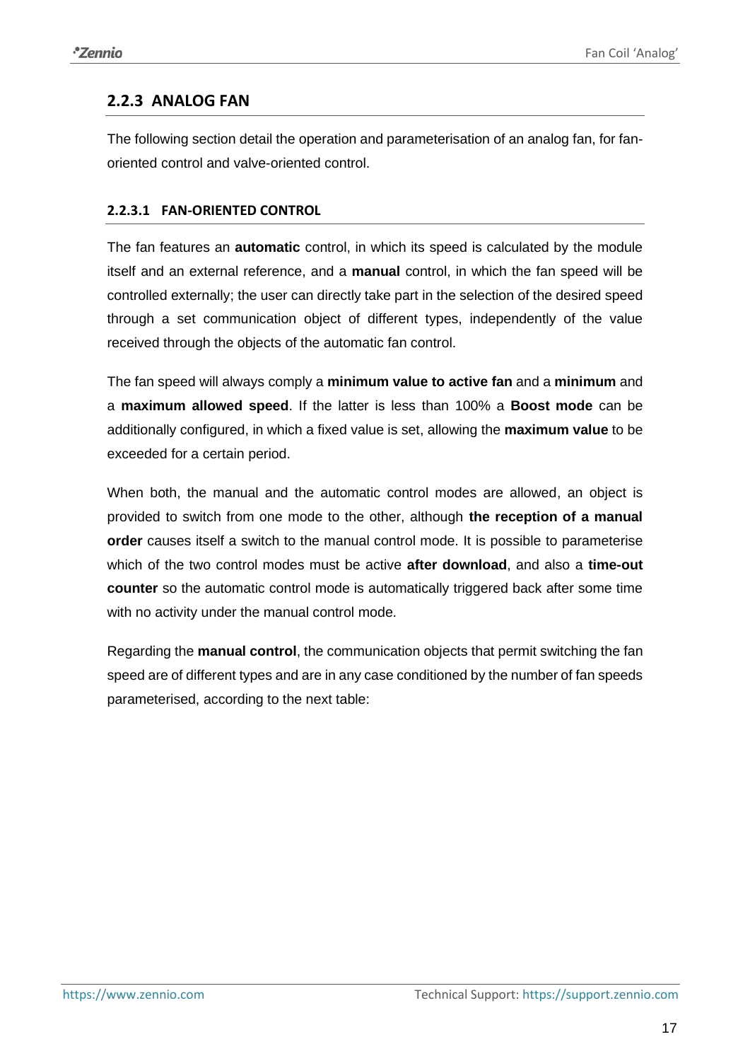### 2.2.3 ANALOG FAN

The following section detail the operation and parameterisation of an analog fan, for fan-oriented control and valve-oriented control.

#### 2.2.3.1 FAN-ORIENTED CONTROL

The fan features an **automatic** control, in which its speed is calculated by the module itself and an external reference, and a **manual** control, in which the fan speed will be controlled externally; the user can directly take part in the selection of the desired speed through a set communication object of different types, independently of the value received through the objects of the automatic fan control.

The fan speed will always comply a **minimum value to active fan** and a **minimum** and a **maximum allowed speed**. If the latter is less than 100% a **Boost mode** can be additionally configured, in which a fixed value is set, allowing the **maximum value** to be exceeded for a certain period.

When both, the manual and the automatic control modes are allowed, an object is provided to switch from one mode to the other, although **the reception of a manual order** causes itself a switch to the manual control mode. It is possible to parameterise which of the two control modes must be active **after download**, and also a **time-out counter** so the automatic control mode is automatically triggered back after some time with no activity under the manual control mode.

Regarding the **manual control**, the communication objects that permit switching the fan speed are of different types and are in any case conditioned by the number of fan speeds parameterised, according to the next table: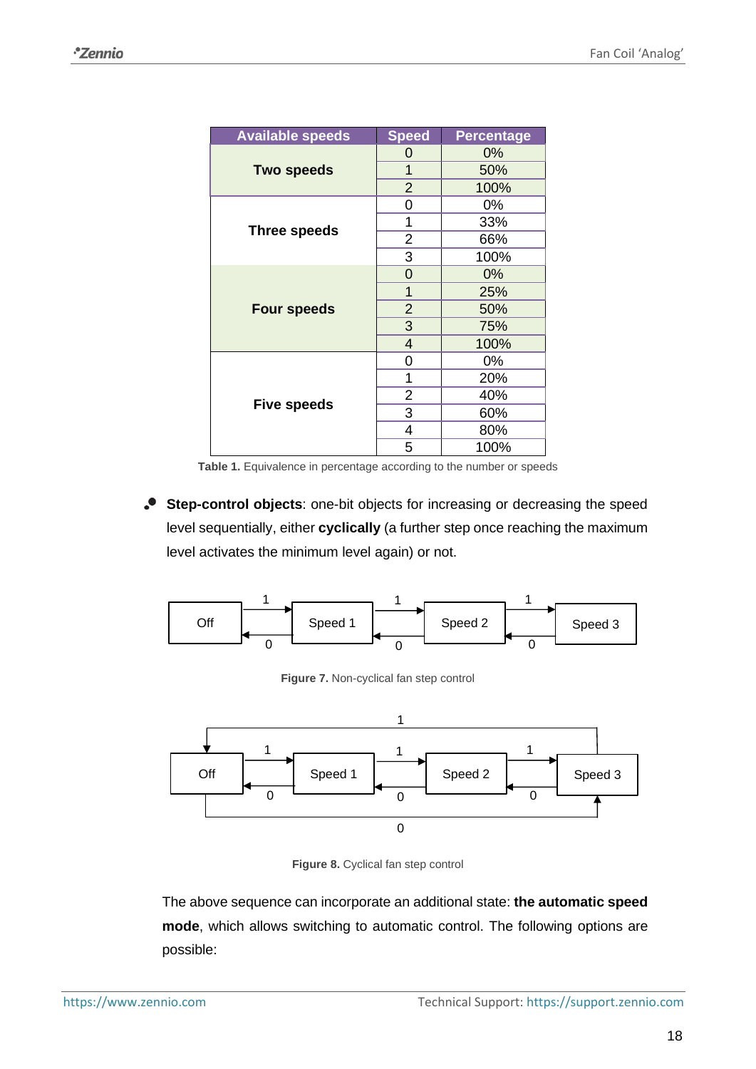| Available speeds | Speed | Percentage |
|---|---|---|
| **Two speeds** | 0 | 0% |
| | 1 | 50% |
| | 2 | 100% |
| **Three speeds** | 0 | 0% |
| | 1 | 33% |
| | 2 | 66% |
| | 3 | 100% |
| **Four speeds** | 0 | 0% |
| | 1 | 25% |
| | 2 | 50% |
| | 3 | 75% |
| | 4 | 100% |
| **Five speeds** | 0 | 0% |
| | 1 | 20% |
| | 2 | 40% |
| | 3 | 60% |
| | 4 | 80% |
| | 5 | 100% |

**Table 1.** Equivalence in percentage according to the number or speeds

- **Step-control objects**: one-bit objects for increasing or decreasing the speed level sequentially, either **cyclically** (a further step once reaching the maximum level activates the minimum level again) or not.

**Figure 7.** Non-cyclical fan step control

**Figure 8.** Cyclical fan step control

The above sequence can incorporate an additional state: **the automatic speed mode**, which allows switching to automatic control. The following options are possible: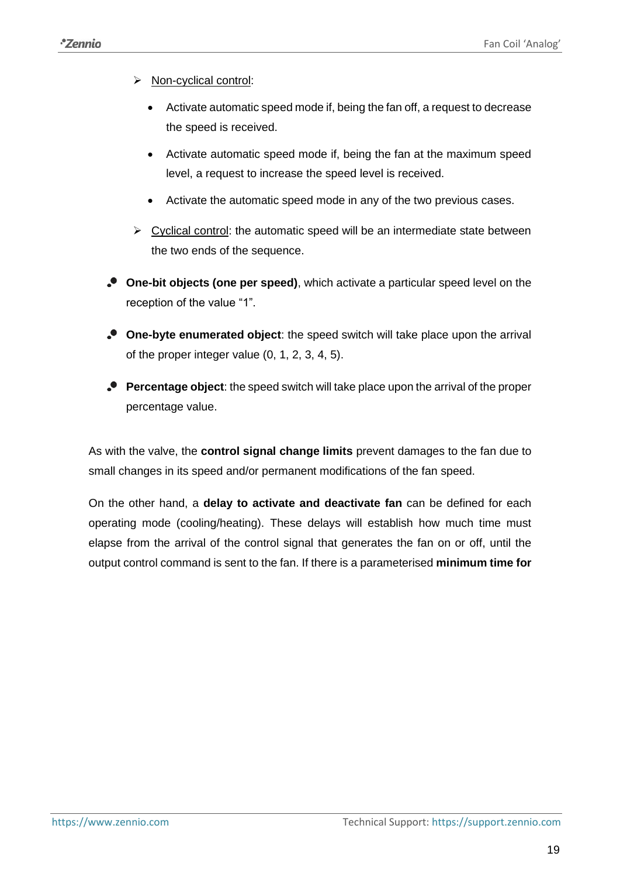- Non-cyclical control:
  - Activate automatic speed mode if, being the fan off, a request to decrease the speed is received.
  - Activate automatic speed mode if, being the fan at the maximum speed level, a request to increase the speed level is received.
  - Activate the automatic speed mode in any of the two previous cases.
- Cyclical control: the automatic speed will be an intermediate state between the two ends of the sequence.

- **One-bit objects (one per speed)**, which activate a particular speed level on the reception of the value "1".
- **One-byte enumerated object**: the speed switch will take place upon the arrival of the proper integer value (0, 1, 2, 3, 4, 5).
- **Percentage object**: the speed switch will take place upon the arrival of the proper percentage value.

As with the valve, the **control signal change limits** prevent damages to the fan due to small changes in its speed and/or permanent modifications of the fan speed.

On the other hand, a **delay to activate and deactivate fan** can be defined for each operating mode (cooling/heating). These delays will establish how much time must elapse from the arrival of the control signal that generates the fan on or off, until the output control command is sent to the fan. If there is a parameterised **minimum time for**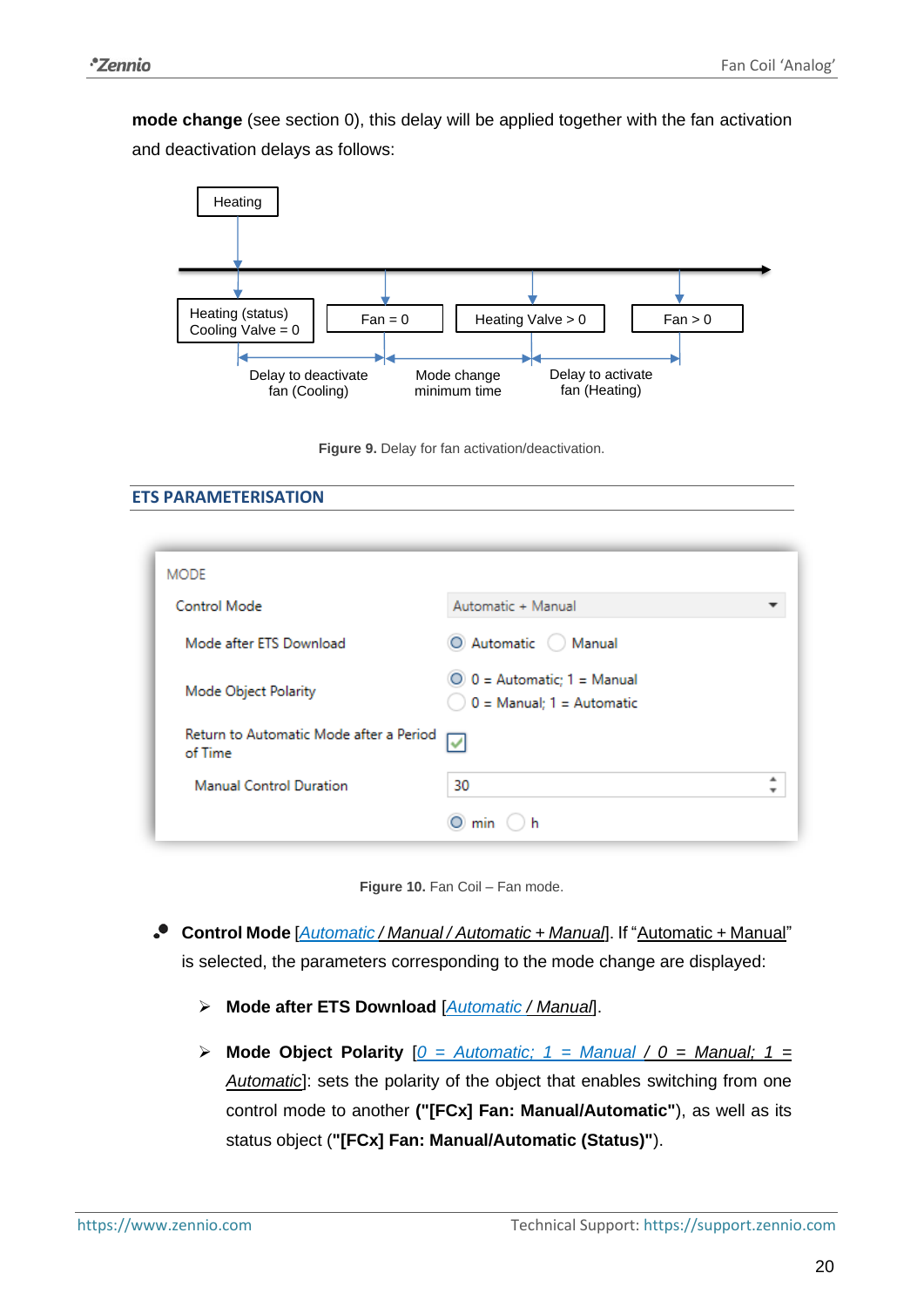**mode change** (see section 0), this delay will be applied together with the fan activation and deactivation delays as follows:

Figure 9. Delay for fan activation/deactivation.

## ETS PARAMETERISATION

Figure 10. Fan Coil – Fan mode.

- **Control Mode** [*Automatic / Manual / Automatic + Manual*]. If "Automatic + Manual" is selected, the parameters corresponding to the mode change are displayed:
  - **Mode after ETS Download** [*Automatic / Manual*].
  - **Mode Object Polarity** [*0 = Automatic; 1 = Manual / 0 = Manual; 1 = Automatic*]: sets the polarity of the object that enables switching from one control mode to another **("[FCx] Fan: Manual/Automatic")**, as well as its status object (**"[FCx] Fan: Manual/Automatic (Status)"**).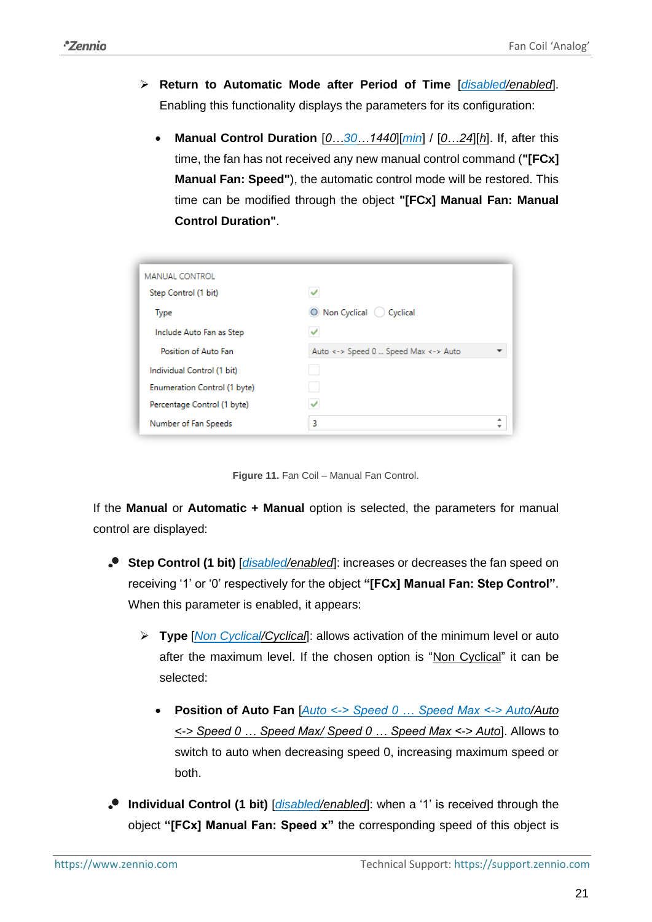- **Return to Automatic Mode after Period of Time** [*disabled/enabled*]. Enabling this functionality displays the parameters for its configuration:

  - **Manual Control Duration** [*0…30…1440*][*min*] / [*0…24*][*h*]. If, after this time, the fan has not received any new manual control command (**"[FCx] Manual Fan: Speed"**), the automatic control mode will be restored. This time can be modified through the object **"[FCx] Manual Fan: Manual Control Duration"**.

MANUAL CONTROL

| | |
|---|---|
| Step Control (1 bit) | ✓ |
| Type | Non Cyclical / Cyclical |
| Include Auto Fan as Step | ✓ |
| Position of Auto Fan | Auto <-> Speed 0 ... Speed Max <-> Auto |
| Individual Control (1 bit) | |
| Enumeration Control (1 byte) | |
| Percentage Control (1 byte) | ✓ |
| Number of Fan Speeds | 3 |

**Figure 11.** Fan Coil – Manual Fan Control.

If the **Manual** or **Automatic + Manual** option is selected, the parameters for manual control are displayed:

- **Step Control (1 bit)** [*disabled/enabled*]: increases or decreases the fan speed on receiving '1' or '0' respectively for the object **"[FCx] Manual Fan: Step Control"**. When this parameter is enabled, it appears:

  - **Type** [*Non Cyclical/Cyclical*]: allows activation of the minimum level or auto after the maximum level. If the chosen option is "Non Cyclical" it can be selected:

    - **Position of Auto Fan** [*Auto <-> Speed 0 … Speed Max <-> Auto/Auto <-> Speed 0 … Speed Max/ Speed 0 … Speed Max <-> Auto*]. Allows to switch to auto when decreasing speed 0, increasing maximum speed or both.

- **Individual Control (1 bit)** [*disabled/enabled*]: when a '1' is received through the object **"[FCx] Manual Fan: Speed x"** the corresponding speed of this object is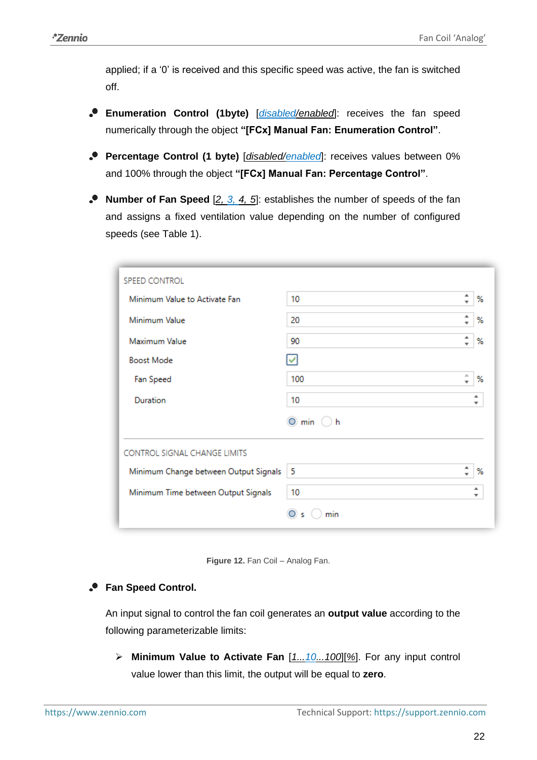applied; if a '0' is received and this specific speed was active, the fan is switched off.

- **Enumeration Control (1byte)** [*disabled/enabled*]: receives the fan speed numerically through the object **"[FCx] Manual Fan: Enumeration Control"**.

- **Percentage Control (1 byte)** [*disabled/enabled*]: receives values between 0% and 100% through the object **"[FCx] Manual Fan: Percentage Control"**.

- **Number of Fan Speed** [*2, 3, 4, 5*]: establishes the number of speeds of the fan and assigns a fixed ventilation value depending on the number of configured speeds (see Table 1).

**Figure 12.** Fan Coil – Analog Fan.

- **Fan Speed Control.**

  An input signal to control the fan coil generates an **output value** according to the following parameterizable limits:

  - **Minimum Value to Activate Fan** [*1...10...100*][*%*]. For any input control value lower than this limit, the output will be equal to **zero**.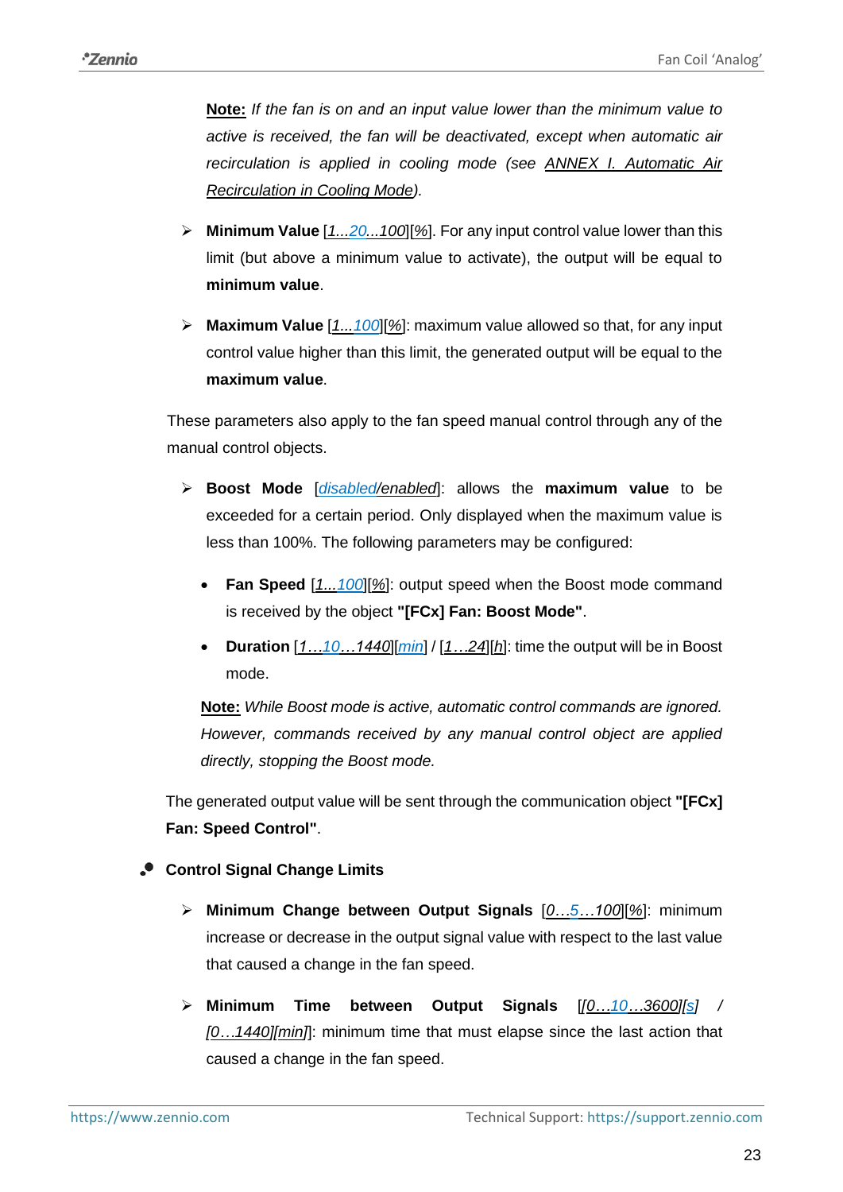**Note:** *If the fan is on and an input value lower than the minimum value to active is received, the fan will be deactivated, except when automatic air recirculation is applied in cooling mode (see ANNEX I. Automatic Air Recirculation in Cooling Mode).*

- **Minimum Value** [*1...20...100*][*%*]. For any input control value lower than this limit (but above a minimum value to activate), the output will be equal to **minimum value**.
- **Maximum Value** [*1...100*][*%*]: maximum value allowed so that, for any input control value higher than this limit, the generated output will be equal to the **maximum value**.

These parameters also apply to the fan speed manual control through any of the manual control objects.

- **Boost Mode** [*disabled/enabled*]: allows the **maximum value** to be exceeded for a certain period. Only displayed when the maximum value is less than 100%. The following parameters may be configured:
  - **Fan Speed** [*1...100*][*%*]: output speed when the Boost mode command is received by the object **"[FCx] Fan: Boost Mode"**.
  - **Duration** [*1…10…1440*][*min*] / [*1…24*][*h*]: time the output will be in Boost mode.

  **Note:** *While Boost mode is active, automatic control commands are ignored. However, commands received by any manual control object are applied directly, stopping the Boost mode.*

The generated output value will be sent through the communication object **"[FCx] Fan: Speed Control"**.

- **Control Signal Change Limits**
  - **Minimum Change between Output Signals** [*0…5…100*][*%*]: minimum increase or decrease in the output signal value with respect to the last value that caused a change in the fan speed.
  - **Minimum Time between Output Signals** [*[0…10…3600][s] / [0…1440][min]*]: minimum time that must elapse since the last action that caused a change in the fan speed.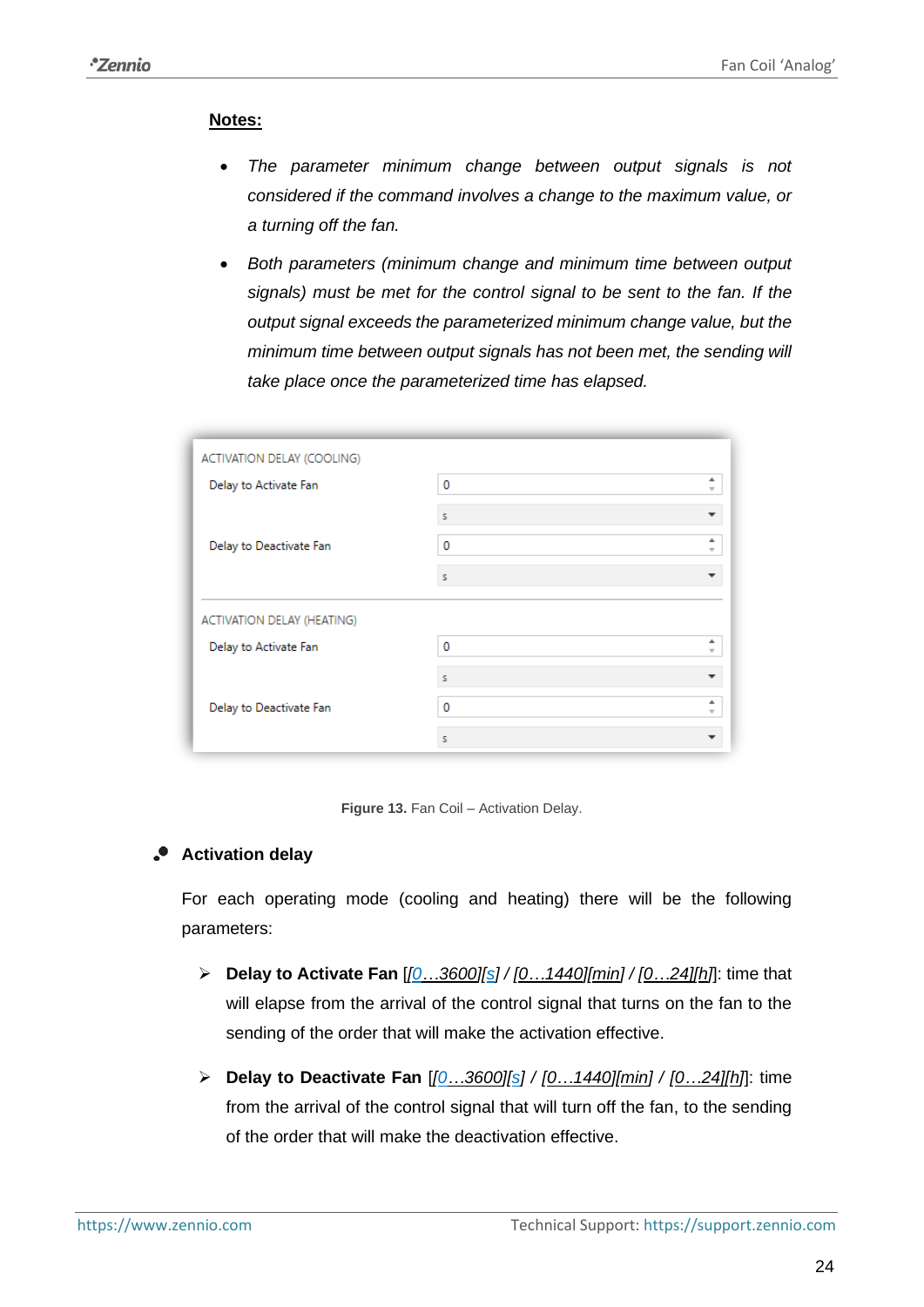**Notes:**

- *The parameter minimum change between output signals is not considered if the command involves a change to the maximum value, or a turning off the fan.*
- *Both parameters (minimum change and minimum time between output signals) must be met for the control signal to be sent to the fan. If the output signal exceeds the parameterized minimum change value, but the minimum time between output signals has not been met, the sending will take place once the parameterized time has elapsed.*

ACTIVATION DELAY (COOLING)

| | |
|---|---|
| Delay to Activate Fan | 0 |
| | s |
| Delay to Deactivate Fan | 0 |
| | s |

ACTIVATION DELAY (HEATING)

| | |
|---|---|
| Delay to Activate Fan | 0 |
| | s |
| Delay to Deactivate Fan | 0 |
| | s |

**Figure 13.** Fan Coil – Activation Delay.

- **Activation delay**

For each operating mode (cooling and heating) there will be the following parameters:

- **Delay to Activate Fan** [*[0…3600][s]* / *[0…1440][min]* / *[0…24][h]*]: time that will elapse from the arrival of the control signal that turns on the fan to the sending of the order that will make the activation effective.
- **Delay to Deactivate Fan** [*[0…3600][s]* / *[0…1440][min]* / *[0…24][h]*]: time from the arrival of the control signal that will turn off the fan, to the sending of the order that will make the deactivation effective.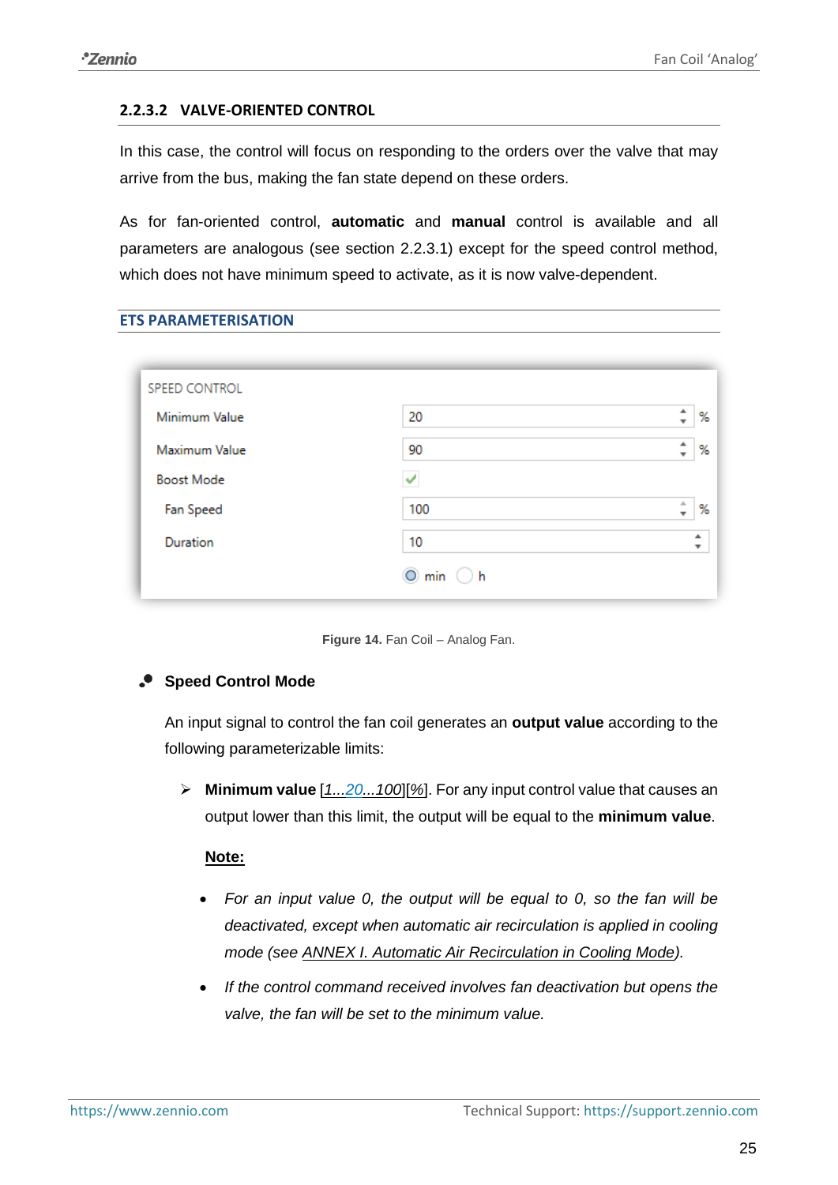### 2.2.3.2 VALVE-ORIENTED CONTROL

In this case, the control will focus on responding to the orders over the valve that may arrive from the bus, making the fan state depend on these orders.

As for fan-oriented control, **automatic** and **manual** control is available and all parameters are analogous (see section 2.2.3.1) except for the speed control method, which does not have minimum speed to activate, as it is now valve-dependent.

**ETS PARAMETERISATION**

| SPEED CONTROL | | |
|---|---|---|
| Minimum Value | 20 | % |
| Maximum Value | 90 | % |
| Boost Mode | ✓ | |
| Fan Speed | 100 | % |
| Duration | 10 | |
| | ◉ min ○ h | |

**Figure 14.** Fan Coil – Analog Fan.

- **Speed Control Mode**

  An input signal to control the fan coil generates an **output value** according to the following parameterizable limits:

  - **Minimum value** [*1...20...100*][*%*]. For any input control value that causes an output lower than this limit, the output will be equal to the **minimum value**.

    **Note:**

    - *For an input value 0, the output will be equal to 0, so the fan will be deactivated, except when automatic air recirculation is applied in cooling mode (see ANNEX I. Automatic Air Recirculation in Cooling Mode).*
    - *If the control command received involves fan deactivation but opens the valve, the fan will be set to the minimum value.*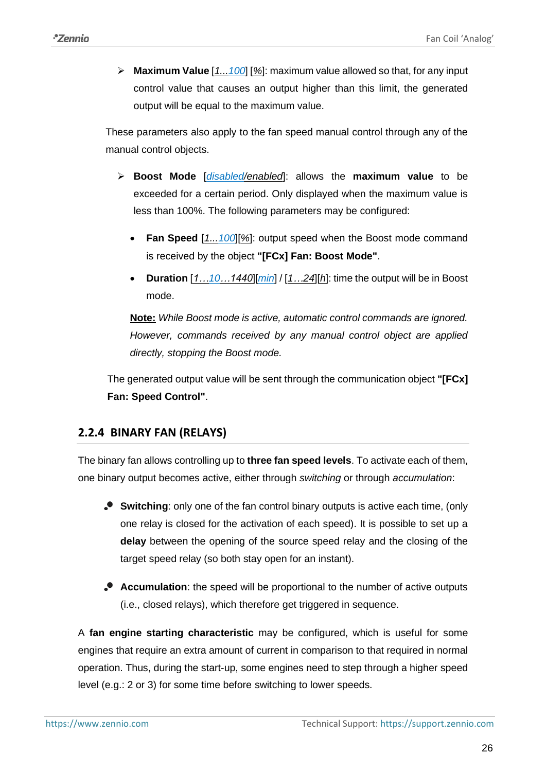- **Maximum Value** [*1...100*] [*%*]: maximum value allowed so that, for any input control value that causes an output higher than this limit, the generated output will be equal to the maximum value.

These parameters also apply to the fan speed manual control through any of the manual control objects.

- **Boost Mode** [*disabled/enabled*]: allows the **maximum value** to be exceeded for a certain period. Only displayed when the maximum value is less than 100%. The following parameters may be configured:

  - **Fan Speed** [*1...100*][*%*]: output speed when the Boost mode command is received by the object **"[FCx] Fan: Boost Mode"**.

  - **Duration** [*1…10…1440*][*min*] / [*1…24*][*h*]: time the output will be in Boost mode.

  **Note:** *While Boost mode is active, automatic control commands are ignored. However, commands received by any manual control object are applied directly, stopping the Boost mode.*

The generated output value will be sent through the communication object **"[FCx] Fan: Speed Control"**.

### 2.2.4 BINARY FAN (RELAYS)

The binary fan allows controlling up to **three fan speed levels**. To activate each of them, one binary output becomes active, either through *switching* or through *accumulation*:

- **Switching**: only one of the fan control binary outputs is active each time, (only one relay is closed for the activation of each speed). It is possible to set up a **delay** between the opening of the source speed relay and the closing of the target speed relay (so both stay open for an instant).

- **Accumulation**: the speed will be proportional to the number of active outputs (i.e., closed relays), which therefore get triggered in sequence.

A **fan engine starting characteristic** may be configured, which is useful for some engines that require an extra amount of current in comparison to that required in normal operation. Thus, during the start-up, some engines need to step through a higher speed level (e.g.: 2 or 3) for some time before switching to lower speeds.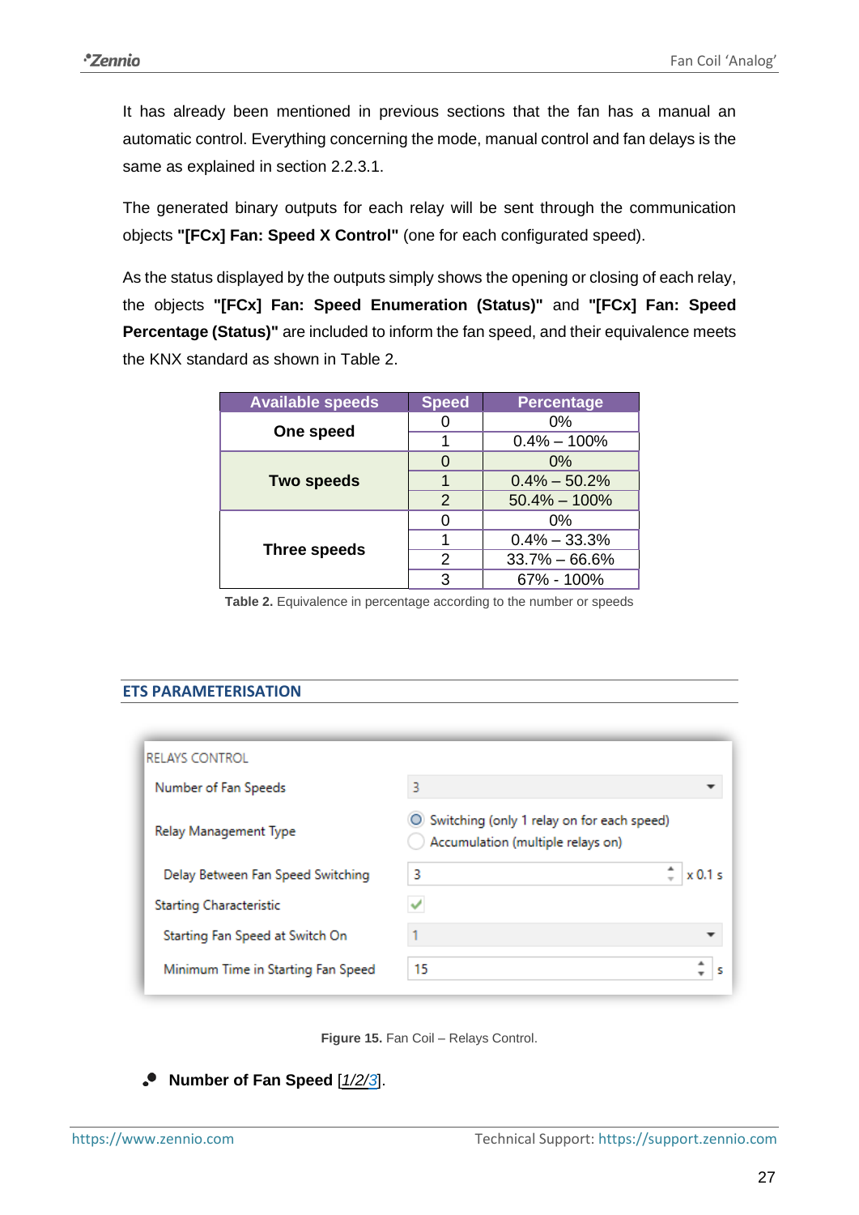It has already been mentioned in previous sections that the fan has a manual an automatic control. Everything concerning the mode, manual control and fan delays is the same as explained in section 2.2.3.1.

The generated binary outputs for each relay will be sent through the communication objects **"[FCx] Fan: Speed X Control"** (one for each configurated speed).

As the status displayed by the outputs simply shows the opening or closing of each relay, the objects **"[FCx] Fan: Speed Enumeration (Status)"** and **"[FCx] Fan: Speed Percentage (Status)"** are included to inform the fan speed, and their equivalence meets the KNX standard as shown in Table 2.

| Available speeds | Speed | Percentage |
|---|---|---|
| **One speed** | 0 | 0% |
| | 1 | 0.4% – 100% |
| **Two speeds** | 0 | 0% |
| | 1 | 0.4% – 50.2% |
| | 2 | 50.4% – 100% |
| **Three speeds** | 0 | 0% |
| | 1 | 0.4% – 33.3% |
| | 2 | 33.7% – 66.6% |
| | 3 | 67% - 100% |

**Table 2.** Equivalence in percentage according to the number or speeds

## ETS PARAMETERISATION

RELAYS CONTROL

| Parameter | Value |
|---|---|
| Number of Fan Speeds | 3 |
| Relay Management Type | (●) Switching (only 1 relay on for each speed) / ( ) Accumulation (multiple relays on) |
| Delay Between Fan Speed Switching | 3 x 0.1 s |
| Starting Characteristic | ✓ |
| Starting Fan Speed at Switch On | 1 |
| Minimum Time in Starting Fan Speed | 15 s |

**Figure 15.** Fan Coil – Relays Control.

- **Number of Fan Speed** [*1/2/3*].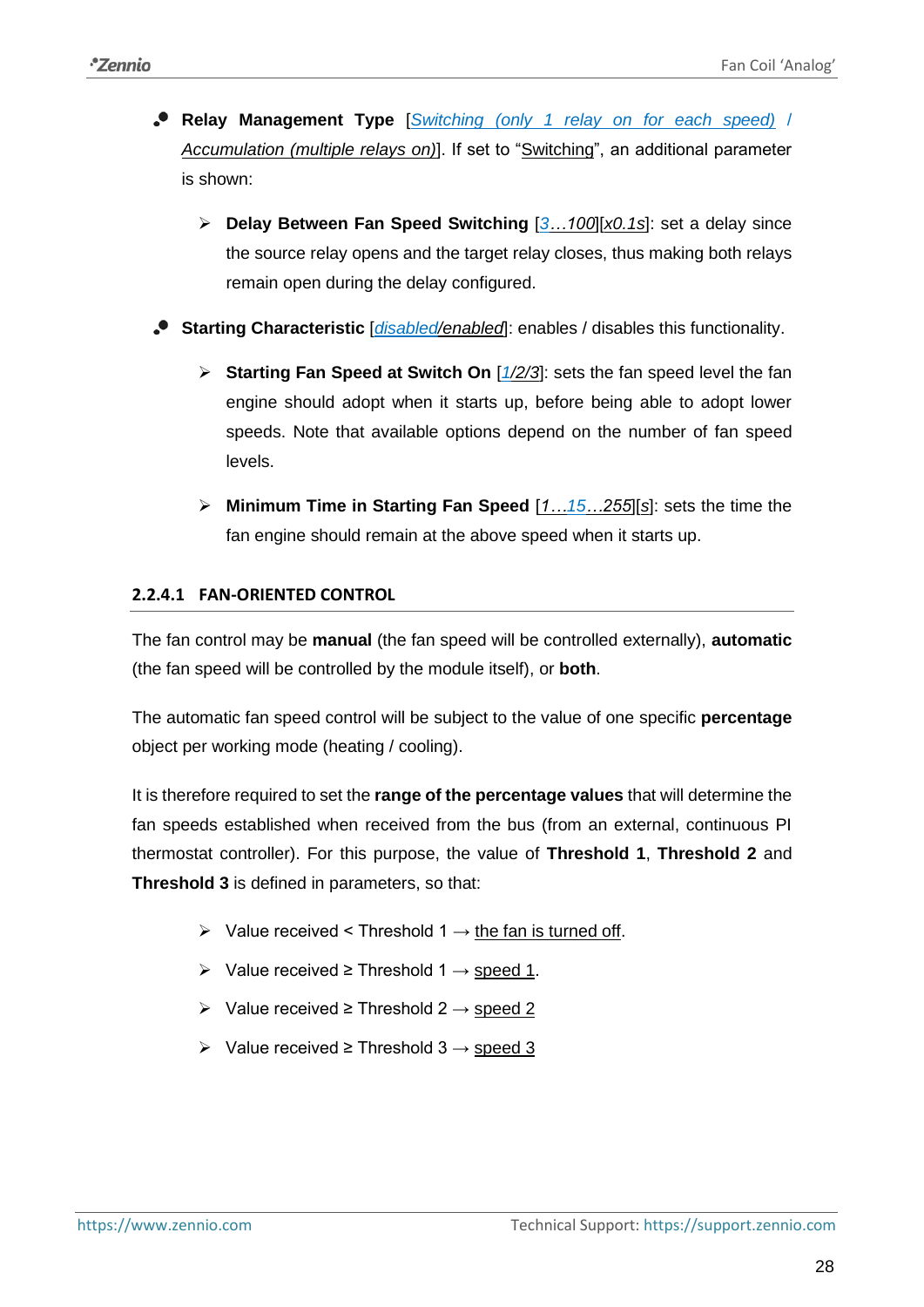- **Relay Management Type** [*Switching (only 1 relay on for each speed)* / *Accumulation (multiple relays on)*]. If set to "Switching", an additional parameter is shown:

  - **Delay Between Fan Speed Switching** [*3…100*][*x0.1s*]: set a delay since the source relay opens and the target relay closes, thus making both relays remain open during the delay configured.

- **Starting Characteristic** [*disabled/enabled*]: enables / disables this functionality.

  - **Starting Fan Speed at Switch On** [*1/2/3*]: sets the fan speed level the fan engine should adopt when it starts up, before being able to adopt lower speeds. Note that available options depend on the number of fan speed levels.

  - **Minimum Time in Starting Fan Speed** [*1…15…255*][*s*]: sets the time the fan engine should remain at the above speed when it starts up.

#### 2.2.4.1 FAN-ORIENTED CONTROL

The fan control may be **manual** (the fan speed will be controlled externally), **automatic** (the fan speed will be controlled by the module itself), or **both**.

The automatic fan speed control will be subject to the value of one specific **percentage** object per working mode (heating / cooling).

It is therefore required to set the **range of the percentage values** that will determine the fan speeds established when received from the bus (from an external, continuous PI thermostat controller). For this purpose, the value of **Threshold 1**, **Threshold 2** and **Threshold 3** is defined in parameters, so that:

- Value received < Threshold 1 → the fan is turned off.
- Value received ≥ Threshold 1 → speed 1.
- Value received ≥ Threshold 2 → speed 2
- Value received ≥ Threshold 3 → speed 3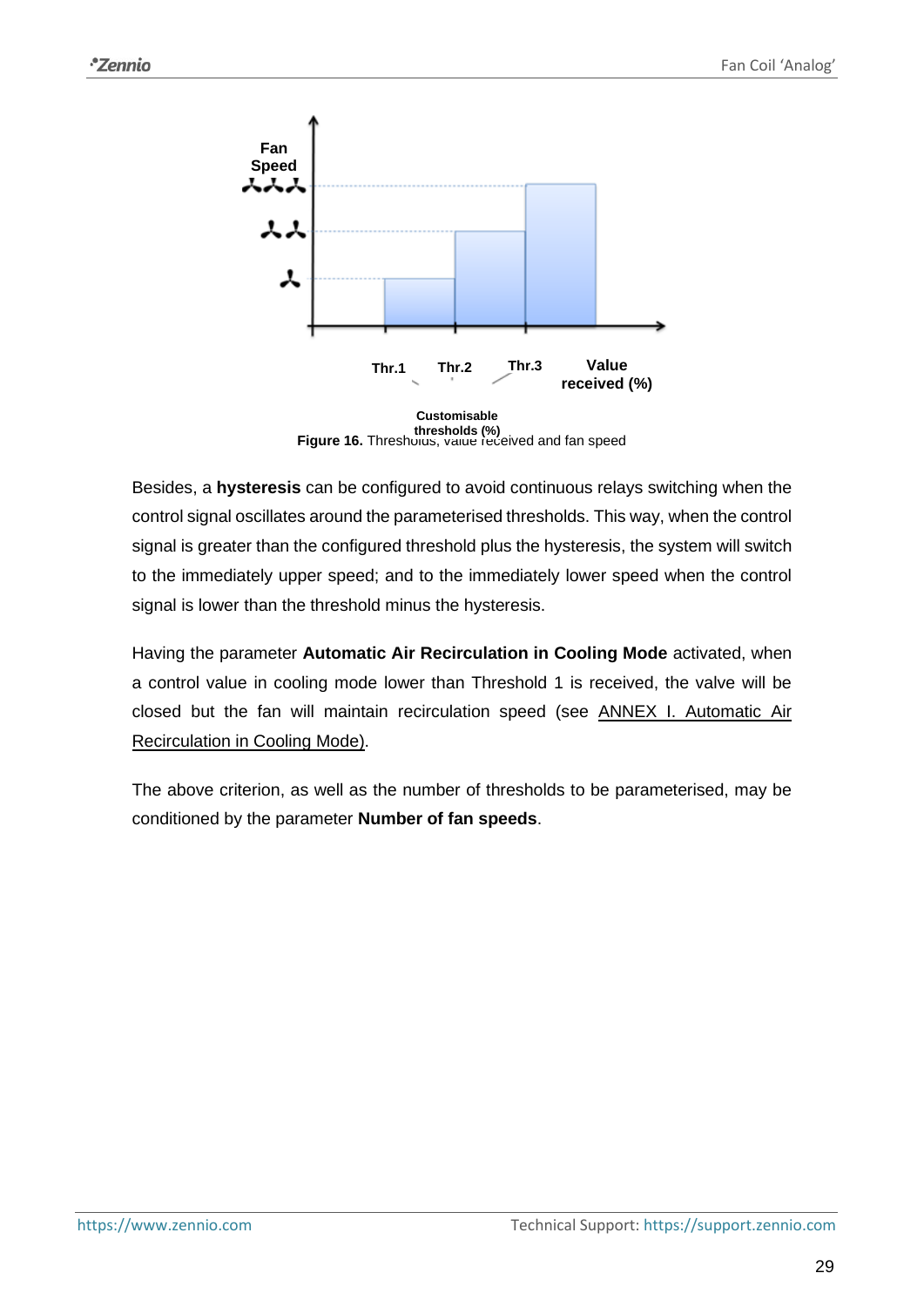Figure 16. Thresholds, value received and fan speed

Besides, a **hysteresis** can be configured to avoid continuous relays switching when the control signal oscillates around the parameterised thresholds. This way, when the control signal is greater than the configured threshold plus the hysteresis, the system will switch to the immediately upper speed; and to the immediately lower speed when the control signal is lower than the threshold minus the hysteresis.

Having the parameter **Automatic Air Recirculation in Cooling Mode** activated, when a control value in cooling mode lower than Threshold 1 is received, the valve will be closed but the fan will maintain recirculation speed (see ANNEX I. Automatic Air Recirculation in Cooling Mode).

The above criterion, as well as the number of thresholds to be parameterised, may be conditioned by the parameter **Number of fan speeds**.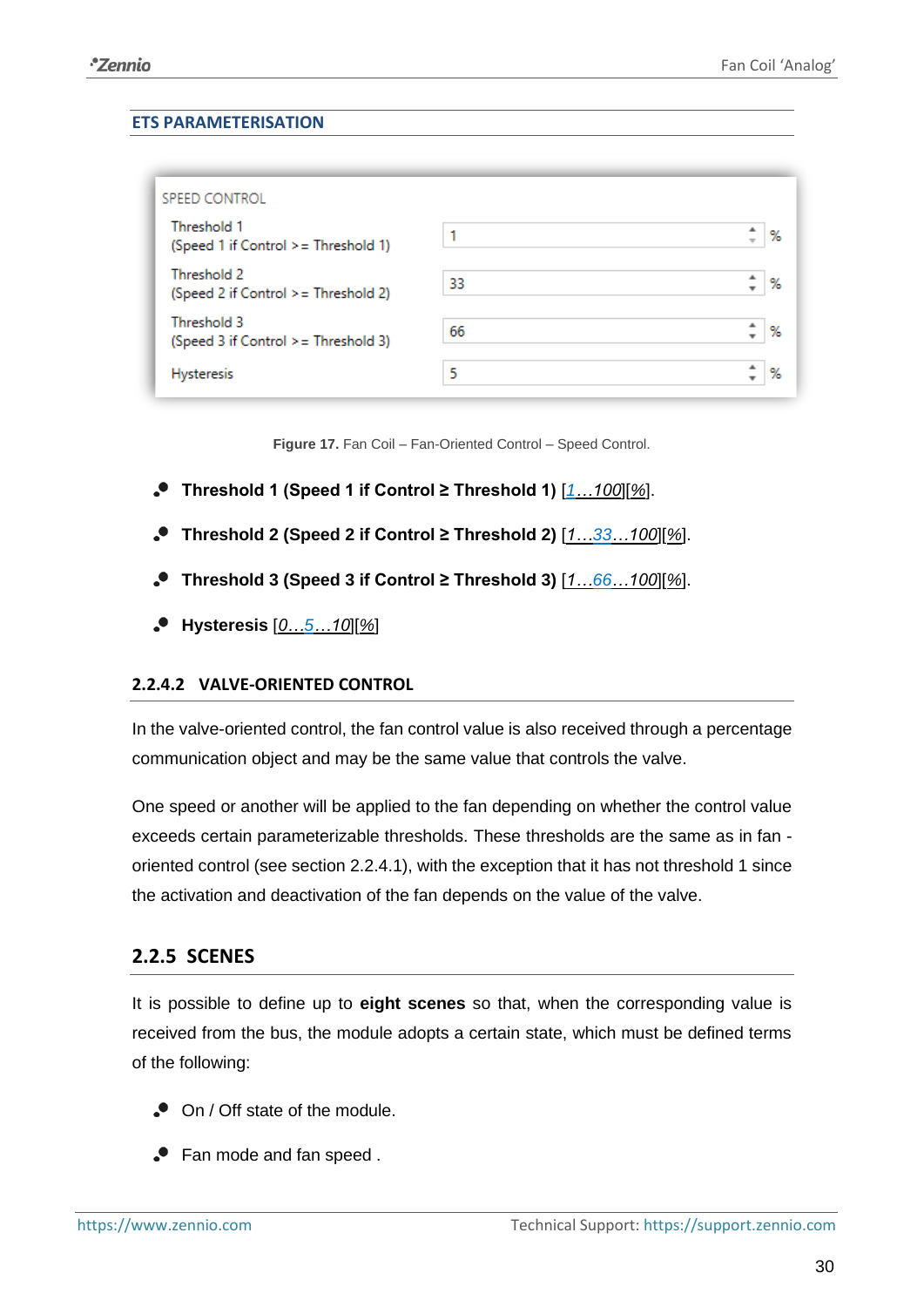**ETS PARAMETERISATION**

| SPEED CONTROL | | |
|---|---|---|
| Threshold 1 (Speed 1 if Control >= Threshold 1) | 1 | % |
| Threshold 2 (Speed 2 if Control >= Threshold 2) | 33 | % |
| Threshold 3 (Speed 3 if Control >= Threshold 3) | 66 | % |
| Hysteresis | 5 | % |

**Figure 17.** Fan Coil – Fan-Oriented Control – Speed Control.

- **Threshold 1 (Speed 1 if Control ≥ Threshold 1)** [*1…100*][*%*].
- **Threshold 2 (Speed 2 if Control ≥ Threshold 2)** [*1…33…100*][*%*].
- **Threshold 3 (Speed 3 if Control ≥ Threshold 3)** [*1…66…100*][*%*].
- **Hysteresis** [*0…5…10*][*%*]

### 2.2.4.2 VALVE-ORIENTED CONTROL

In the valve-oriented control, the fan control value is also received through a percentage communication object and may be the same value that controls the valve.

One speed or another will be applied to the fan depending on whether the control value exceeds certain parameterizable thresholds. These thresholds are the same as in fan - oriented control (see section 2.2.4.1), with the exception that it has not threshold 1 since the activation and deactivation of the fan depends on the value of the valve.

## 2.2.5 SCENES

It is possible to define up to **eight scenes** so that, when the corresponding value is received from the bus, the module adopts a certain state, which must be defined terms of the following:

- On / Off state of the module.
- Fan mode and fan speed .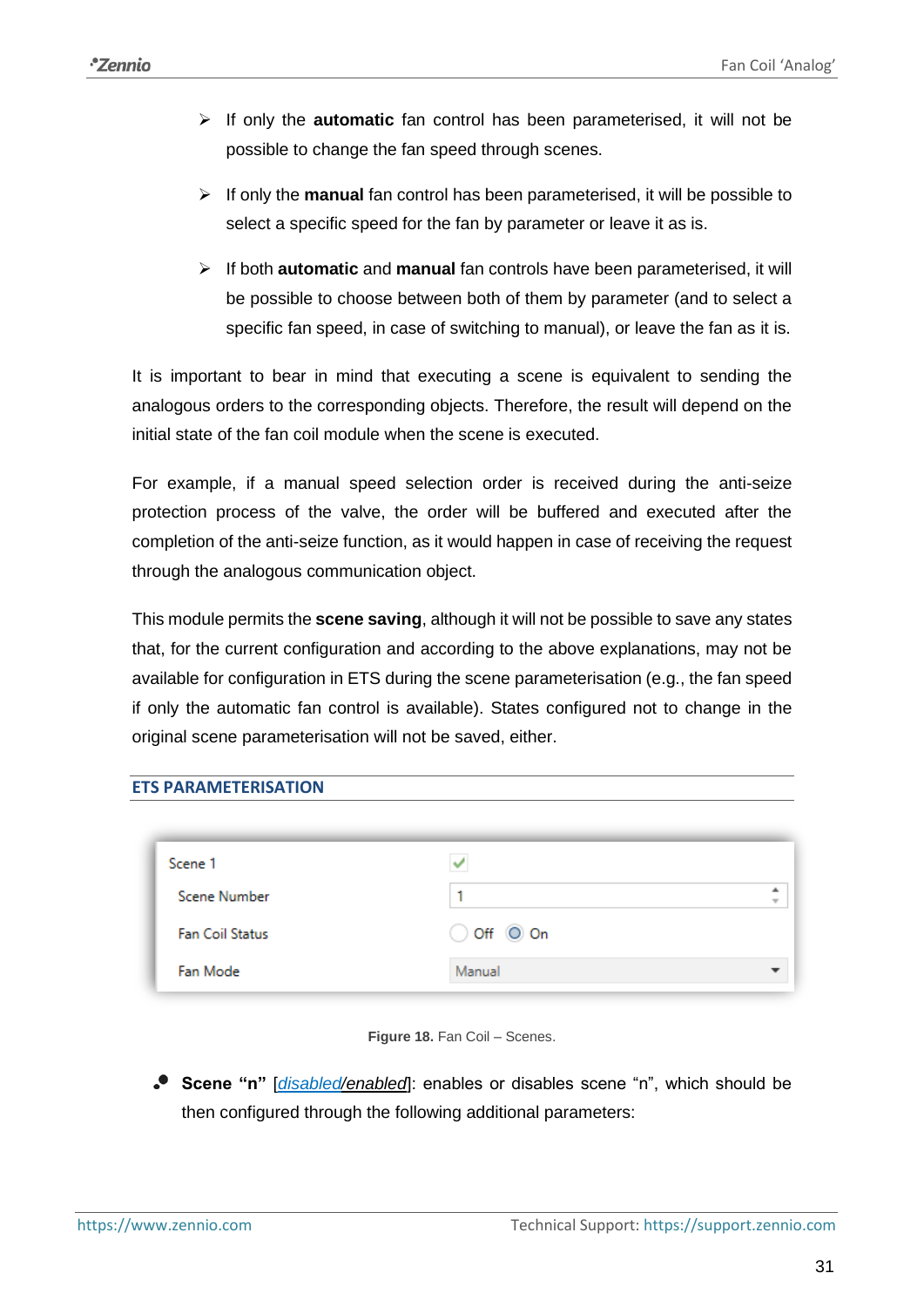- If only the **automatic** fan control has been parameterised, it will not be possible to change the fan speed through scenes.
- If only the **manual** fan control has been parameterised, it will be possible to select a specific speed for the fan by parameter or leave it as is.
- If both **automatic** and **manual** fan controls have been parameterised, it will be possible to choose between both of them by parameter (and to select a specific fan speed, in case of switching to manual), or leave the fan as it is.

It is important to bear in mind that executing a scene is equivalent to sending the analogous orders to the corresponding objects. Therefore, the result will depend on the initial state of the fan coil module when the scene is executed.

For example, if a manual speed selection order is received during the anti-seize protection process of the valve, the order will be buffered and executed after the completion of the anti-seize function, as it would happen in case of receiving the request through the analogous communication object.

This module permits the **scene saving**, although it will not be possible to save any states that, for the current configuration and according to the above explanations, may not be available for configuration in ETS during the scene parameterisation (e.g., the fan speed if only the automatic fan control is available). States configured not to change in the original scene parameterisation will not be saved, either.

## ETS PARAMETERISATION

| Scene 1 | ✔ |
|---|---|
| Scene Number | 1 |
| Fan Coil Status | ○ Off ◉ On |
| Fan Mode | Manual |

**Figure 18.** Fan Coil – Scenes.

- **Scene "n"** [*disabled/enabled*]: enables or disables scene "n", which should be then configured through the following additional parameters: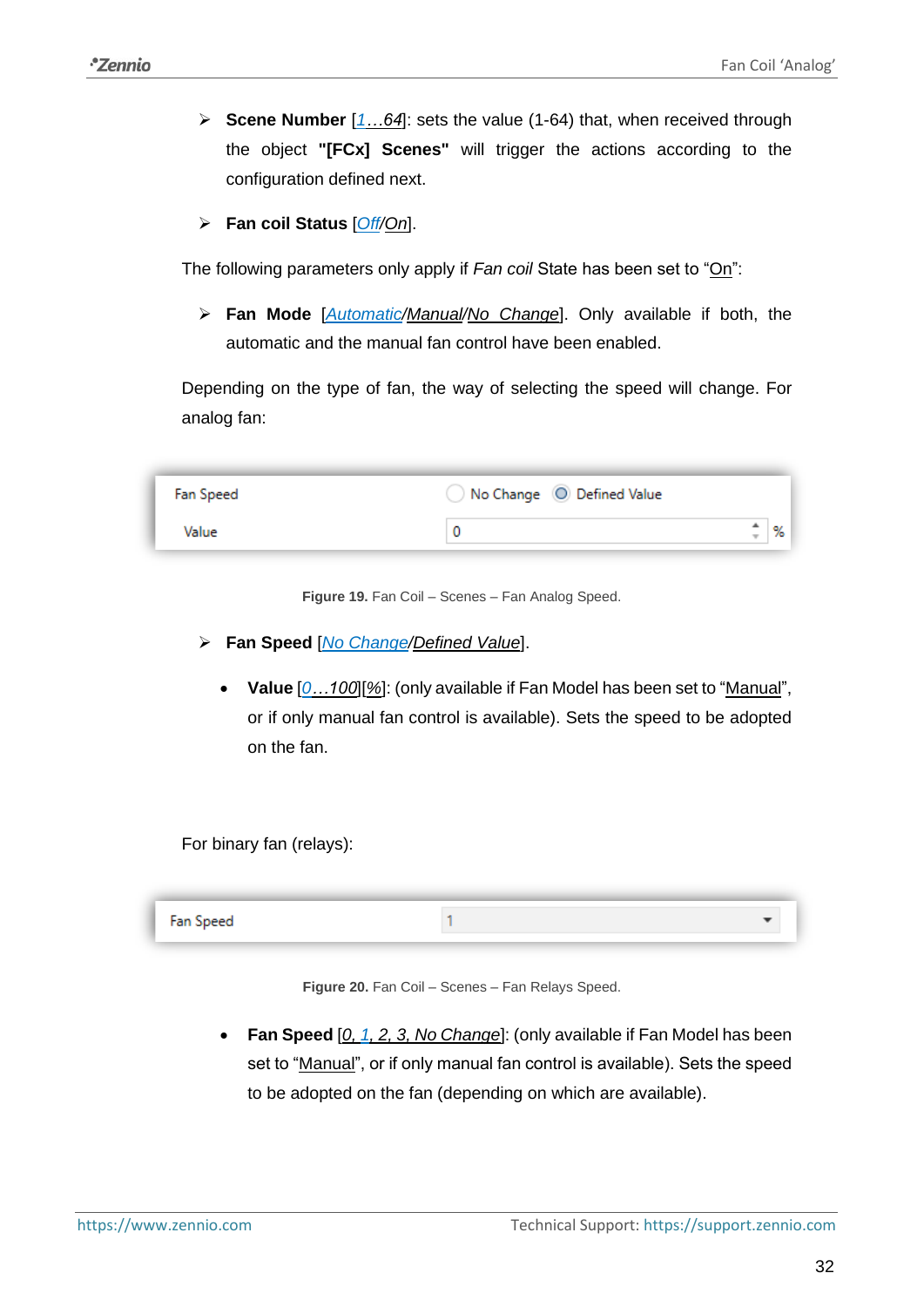- **Scene Number** [*1…64*]: sets the value (1-64) that, when received through the object **"[FCx] Scenes"** will trigger the actions according to the configuration defined next.

- **Fan coil Status** [*Off*/*On*].

The following parameters only apply if *Fan coil* State has been set to "On":

- **Fan Mode** [*Automatic*/*Manual*/*No Change*]. Only available if both, the automatic and the manual fan control have been enabled.

Depending on the type of fan, the way of selecting the speed will change. For analog fan:

**Figure 19.** Fan Coil – Scenes – Fan Analog Speed.

- **Fan Speed** [*No Change*/*Defined Value*].
  - **Value** [*0…100*][*%*]: (only available if Fan Model has been set to "Manual", or if only manual fan control is available). Sets the speed to be adopted on the fan.

For binary fan (relays):

**Figure 20.** Fan Coil – Scenes – Fan Relays Speed.

- **Fan Speed** [*0, 1, 2, 3, No Change*]: (only available if Fan Model has been set to "Manual", or if only manual fan control is available). Sets the speed to be adopted on the fan (depending on which are available).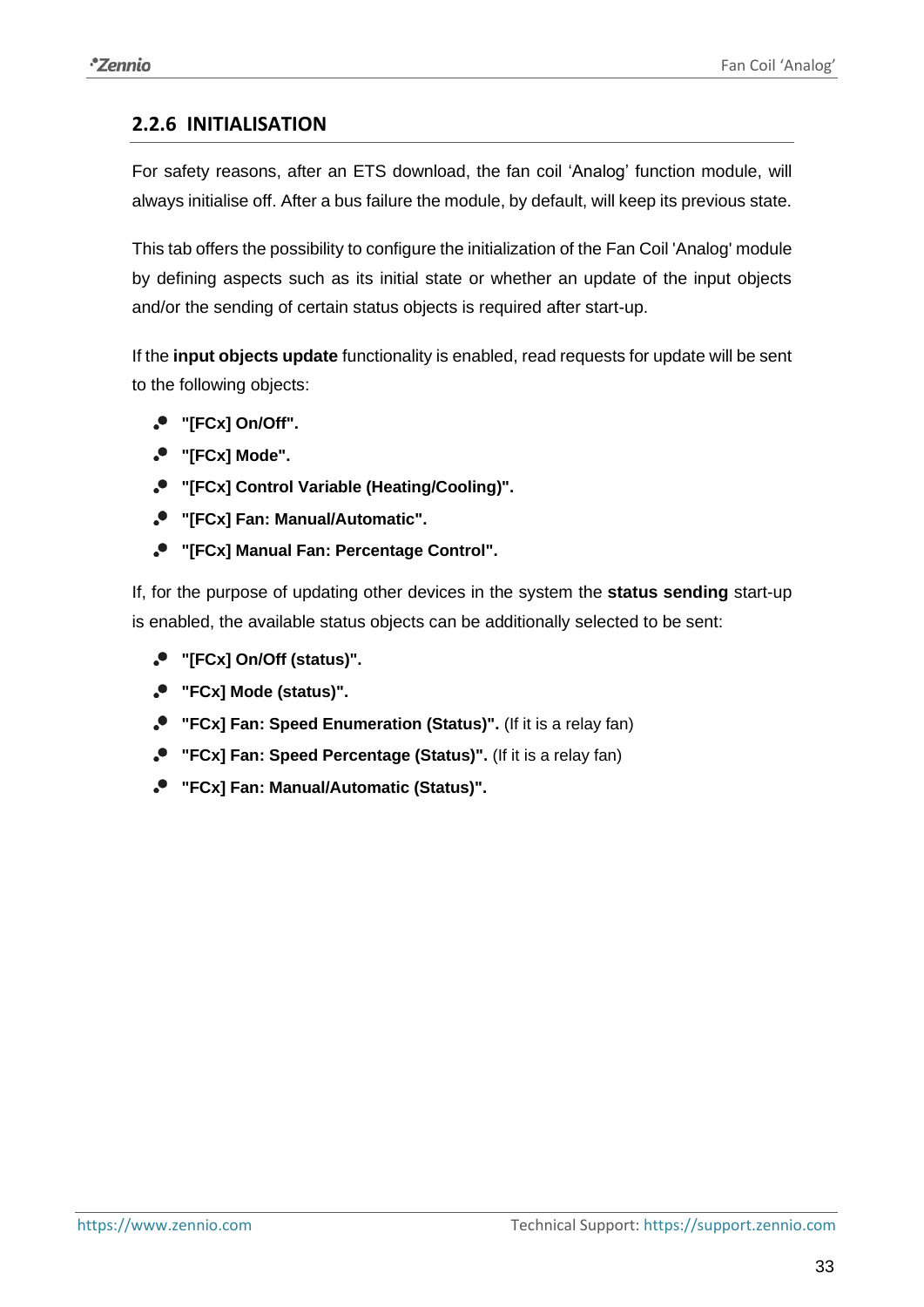### 2.2.6 INITIALISATION

For safety reasons, after an ETS download, the fan coil 'Analog' function module, will always initialise off. After a bus failure the module, by default, will keep its previous state.

This tab offers the possibility to configure the initialization of the Fan Coil 'Analog' module by defining aspects such as its initial state or whether an update of the input objects and/or the sending of certain status objects is required after start-up.

If the **input objects update** functionality is enabled, read requests for update will be sent to the following objects:

- **"[FCx] On/Off".**
- **"[FCx] Mode".**
- **"[FCx] Control Variable (Heating/Cooling)".**
- **"[FCx] Fan: Manual/Automatic".**
- **"[FCx] Manual Fan: Percentage Control".**

If, for the purpose of updating other devices in the system the **status sending** start-up is enabled, the available status objects can be additionally selected to be sent:

- **"[FCx] On/Off (status)".**
- **"FCx] Mode (status)".**
- **"FCx] Fan: Speed Enumeration (Status)".** (If it is a relay fan)
- **"FCx] Fan: Speed Percentage (Status)".** (If it is a relay fan)
- **"FCx] Fan: Manual/Automatic (Status)".**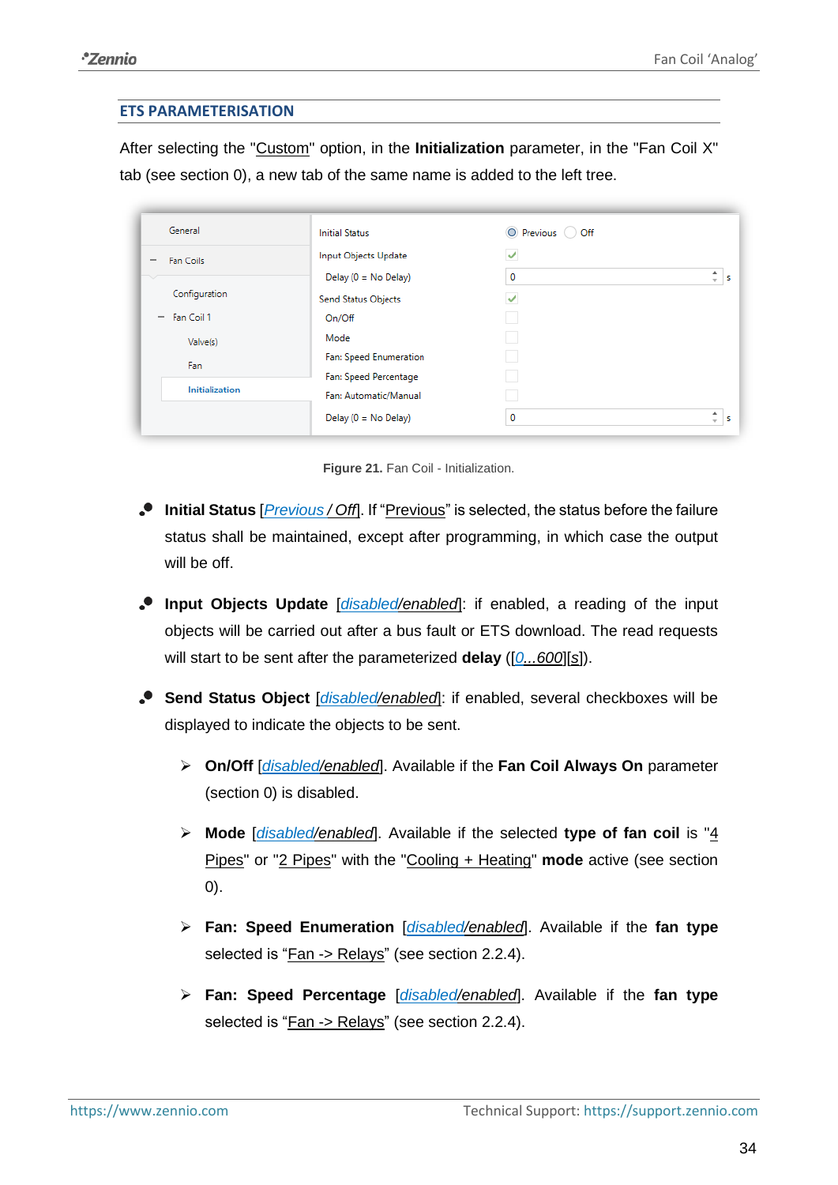## ETS PARAMETERISATION

After selecting the "Custom" option, in the **Initialization** parameter, in the "Fan Coil X" tab (see section 0), a new tab of the same name is added to the left tree.

**Figure 21.** Fan Coil - Initialization.

- **Initial Status** [*Previous / Off*]. If "Previous" is selected, the status before the failure status shall be maintained, except after programming, in which case the output will be off.

- **Input Objects Update** [*disabled/enabled*]: if enabled, a reading of the input objects will be carried out after a bus fault or ETS download. The read requests will start to be sent after the parameterized **delay** ([*0...600*][*s*]).

- **Send Status Object** [*disabled/enabled*]: if enabled, several checkboxes will be displayed to indicate the objects to be sent.

  - **On/Off** [*disabled/enabled*]. Available if the **Fan Coil Always On** parameter (section 0) is disabled.

  - **Mode** [*disabled/enabled*]. Available if the selected **type of fan coil** is "4 Pipes" or "2 Pipes" with the "Cooling + Heating" **mode** active (see section 0).

  - **Fan: Speed Enumeration** [*disabled/enabled*]. Available if the **fan type** selected is "Fan -> Relays" (see section 2.2.4).

  - **Fan: Speed Percentage** [*disabled/enabled*]. Available if the **fan type** selected is "Fan -> Relays" (see section 2.2.4).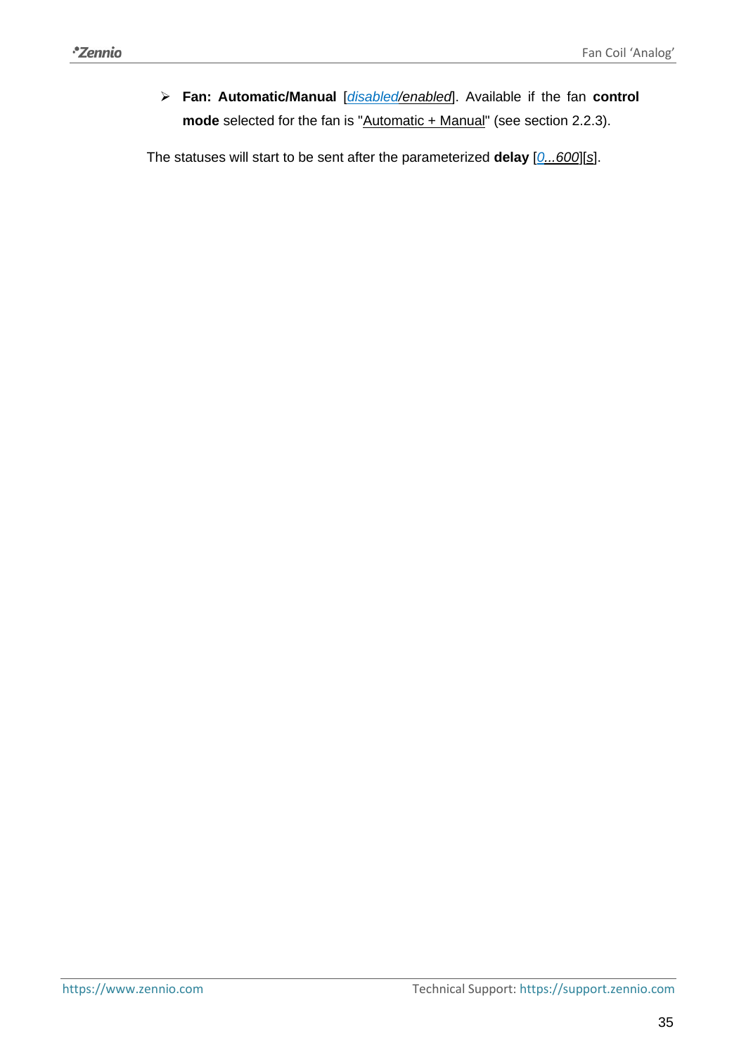- **Fan: Automatic/Manual** [*disabled/enabled*]. Available if the fan **control mode** selected for the fan is "Automatic + Manual" (see section 2.2.3).

The statuses will start to be sent after the parameterized **delay** [*0...600*][s].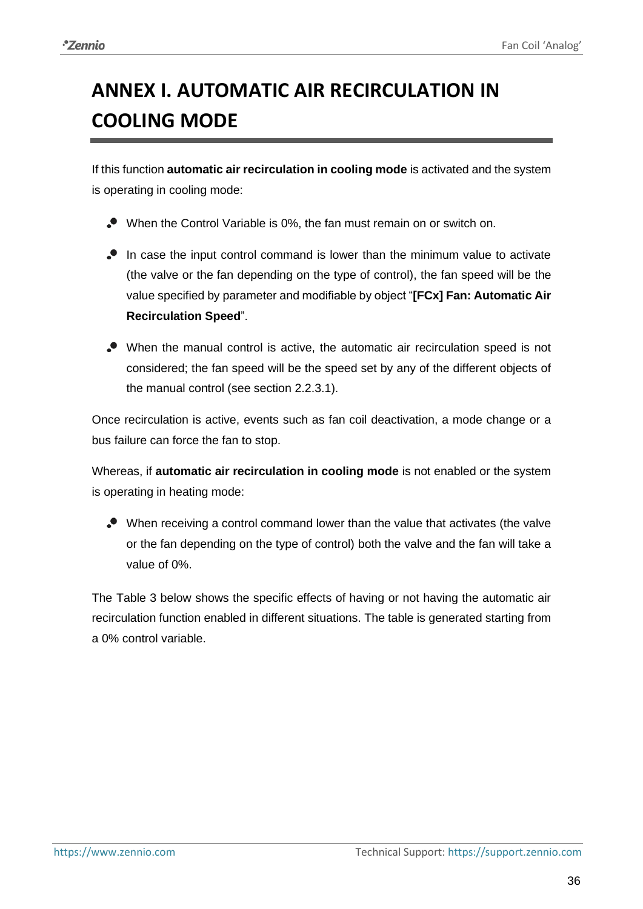# ANNEX I. AUTOMATIC AIR RECIRCULATION IN COOLING MODE

If this function **automatic air recirculation in cooling mode** is activated and the system is operating in cooling mode:

- When the Control Variable is 0%, the fan must remain on or switch on.
- In case the input control command is lower than the minimum value to activate (the valve or the fan depending on the type of control), the fan speed will be the value specified by parameter and modifiable by object "**[FCx] Fan: Automatic Air Recirculation Speed**".
- When the manual control is active, the automatic air recirculation speed is not considered; the fan speed will be the speed set by any of the different objects of the manual control (see section 2.2.3.1).

Once recirculation is active, events such as fan coil deactivation, a mode change or a bus failure can force the fan to stop.

Whereas, if **automatic air recirculation in cooling mode** is not enabled or the system is operating in heating mode:

- When receiving a control command lower than the value that activates (the valve or the fan depending on the type of control) both the valve and the fan will take a value of 0%.

The Table 3 below shows the specific effects of having or not having the automatic air recirculation function enabled in different situations. The table is generated starting from a 0% control variable.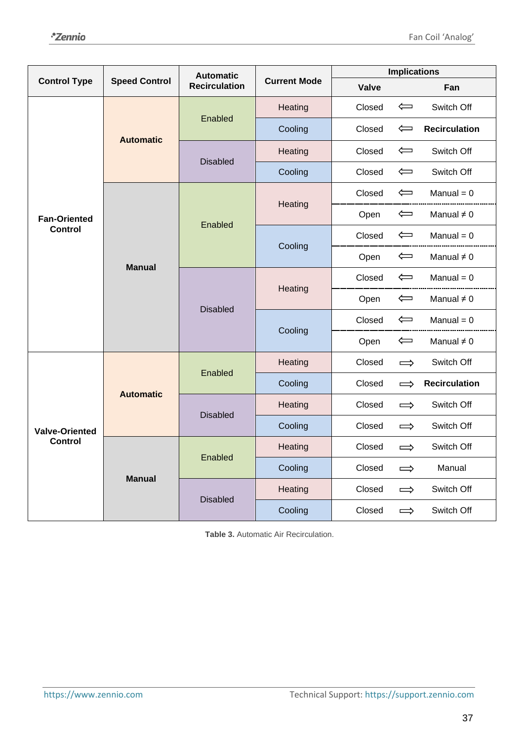| Control Type | Speed Control | Automatic Recirculation | Current Mode | Implications | | |
|---|---|---|---|---|---|---|
| | | | | Valve | | Fan |
| Fan-Oriented Control | Automatic | Enabled | Heating | Closed | ⇐ | Switch Off |
| | | | Cooling | Closed | ⇐ | **Recirculation** |
| | | Disabled | Heating | Closed | ⇐ | Switch Off |
| | | | Cooling | Closed | ⇐ | Switch Off |
| | Manual | Enabled | Heating | Closed | ⇐ | Manual = 0 |
| | | | | Open | ⇐ | Manual ≠ 0 |
| | | | Cooling | Closed | ⇐ | Manual = 0 |
| | | | | Open | ⇐ | Manual ≠ 0 |
| | | Disabled | Heating | Closed | ⇐ | Manual = 0 |
| | | | | Open | ⇐ | Manual ≠ 0 |
| | | | Cooling | Closed | ⇐ | Manual = 0 |
| | | | | Open | ⇐ | Manual ≠ 0 |
| Valve-Oriented Control | Automatic | Enabled | Heating | Closed | ⇒ | Switch Off |
| | | | Cooling | Closed | ⇒ | **Recirculation** |
| | | Disabled | Heating | Closed | ⇒ | Switch Off |
| | | | Cooling | Closed | ⇒ | Switch Off |
| | Manual | Enabled | Heating | Closed | ⇒ | Switch Off |
| | | | Cooling | Closed | ⇒ | Manual |
| | | Disabled | Heating | Closed | ⇒ | Switch Off |
| | | | Cooling | Closed | ⇒ | Switch Off |

**Table 3.** Automatic Air Recirculation.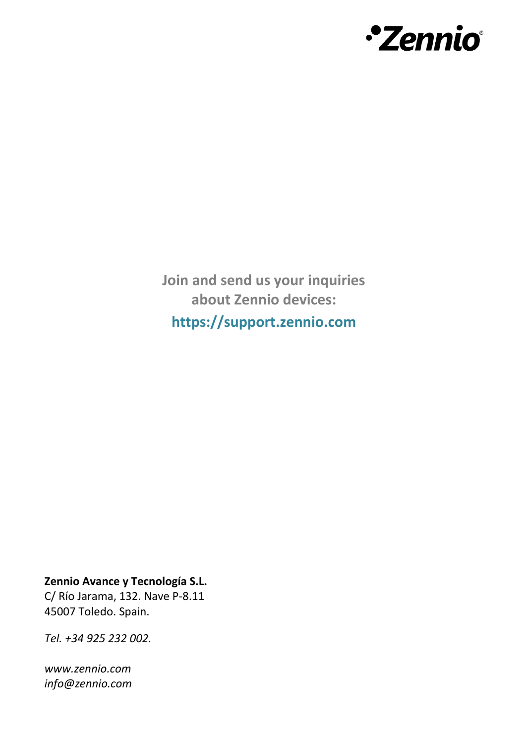**Join and send us your inquiries about Zennio devices:**
**https://support.zennio.com**

**Zennio Avance y Tecnología S.L.**
C/ Río Jarama, 132. Nave P-8.11
45007 Toledo. Spain.

*Tel. +34 925 232 002.*

*www.zennio.com*
*info@zennio.com*